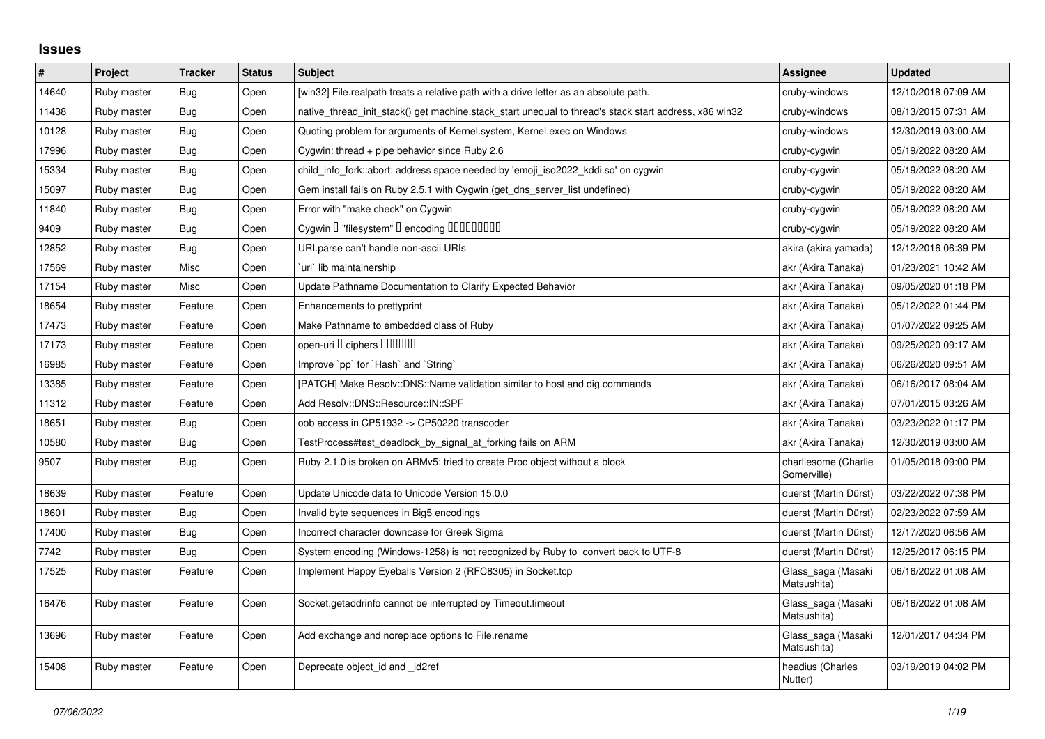## Issues

| # | Project | Tracker | Status | Subject | Assignee | Updated |
|---|---|---|---|---|---|---|
| 14640 | Ruby master | Bug | Open | [win32] File.realpath treats a relative path with a drive letter as an absolute path. | cruby-windows | 12/10/2018 07:09 AM |
| 11438 | Ruby master | Bug | Open | native_thread_init_stack() get machine.stack_start unequal to thread's stack start address, x86 win32 | cruby-windows | 08/13/2015 07:31 AM |
| 10128 | Ruby master | Bug | Open | Quoting problem for arguments of Kernel.system, Kernel.exec on Windows | cruby-windows | 12/30/2019 03:00 AM |
| 17996 | Ruby master | Bug | Open | Cygwin: thread + pipe behavior since Ruby 2.6 | cruby-cygwin | 05/19/2022 08:20 AM |
| 15334 | Ruby master | Bug | Open | child_info_fork::abort: address space needed by 'emoji_iso2022_kddi.so' on cygwin | cruby-cygwin | 05/19/2022 08:20 AM |
| 15097 | Ruby master | Bug | Open | Gem install fails on Ruby 2.5.1 with Cygwin (get_dns_server_list undefined) | cruby-cygwin | 05/19/2022 08:20 AM |
| 11840 | Ruby master | Bug | Open | Error with "make check" on Cygwin | cruby-cygwin | 05/19/2022 08:20 AM |
| 9409 | Ruby master | Bug | Open | Cygwin � "filesystem" � encoding ��������� | cruby-cygwin | 05/19/2022 08:20 AM |
| 12852 | Ruby master | Bug | Open | URI.parse can't handle non-ascii URIs | akira (akira yamada) | 12/12/2016 06:39 PM |
| 17569 | Ruby master | Misc | Open | `uri` lib maintainership | akr (Akira Tanaka) | 01/23/2021 10:42 AM |
| 17154 | Ruby master | Misc | Open | Update Pathname Documentation to Clarify Expected Behavior | akr (Akira Tanaka) | 09/05/2020 01:18 PM |
| 18654 | Ruby master | Feature | Open | Enhancements to prettyprint | akr (Akira Tanaka) | 05/12/2022 01:44 PM |
| 17473 | Ruby master | Feature | Open | Make Pathname to embedded class of Ruby | akr (Akira Tanaka) | 01/07/2022 09:25 AM |
| 17173 | Ruby master | Feature | Open | open-uri � ciphers ������ | akr (Akira Tanaka) | 09/25/2020 09:17 AM |
| 16985 | Ruby master | Feature | Open | Improve `pp` for `Hash` and `String` | akr (Akira Tanaka) | 06/26/2020 09:51 AM |
| 13385 | Ruby master | Feature | Open | [PATCH] Make Resolv::DNS::Name validation similar to host and dig commands | akr (Akira Tanaka) | 06/16/2017 08:04 AM |
| 11312 | Ruby master | Feature | Open | Add Resolv::DNS::Resource::IN::SPF | akr (Akira Tanaka) | 07/01/2015 03:26 AM |
| 18651 | Ruby master | Bug | Open | oob access in CP51932 -> CP50220 transcoder | akr (Akira Tanaka) | 03/23/2022 01:17 PM |
| 10580 | Ruby master | Bug | Open | TestProcess#test_deadlock_by_signal_at_forking fails on ARM | akr (Akira Tanaka) | 12/30/2019 03:00 AM |
| 9507 | Ruby master | Bug | Open | Ruby 2.1.0 is broken on ARMv5: tried to create Proc object without a block | charliesome (Charlie Somerville) | 01/05/2018 09:00 PM |
| 18639 | Ruby master | Feature | Open | Update Unicode data to Unicode Version 15.0.0 | duerst (Martin Dürst) | 03/22/2022 07:38 PM |
| 18601 | Ruby master | Bug | Open | Invalid byte sequences in Big5 encodings | duerst (Martin Dürst) | 02/23/2022 07:59 AM |
| 17400 | Ruby master | Bug | Open | Incorrect character downcase for Greek Sigma | duerst (Martin Dürst) | 12/17/2020 06:56 AM |
| 7742 | Ruby master | Bug | Open | System encoding (Windows-1258) is not recognized by Ruby to convert back to UTF-8 | duerst (Martin Dürst) | 12/25/2017 06:15 PM |
| 17525 | Ruby master | Feature | Open | Implement Happy Eyeballs Version 2 (RFC8305) in Socket.tcp | Glass_saga (Masaki Matsushita) | 06/16/2022 01:08 AM |
| 16476 | Ruby master | Feature | Open | Socket.getaddrinfo cannot be interrupted by Timeout.timeout | Glass_saga (Masaki Matsushita) | 06/16/2022 01:08 AM |
| 13696 | Ruby master | Feature | Open | Add exchange and noreplace options to File.rename | Glass_saga (Masaki Matsushita) | 12/01/2017 04:34 PM |
| 15408 | Ruby master | Feature | Open | Deprecate object_id and _id2ref | headius (Charles Nutter) | 03/19/2019 04:02 PM |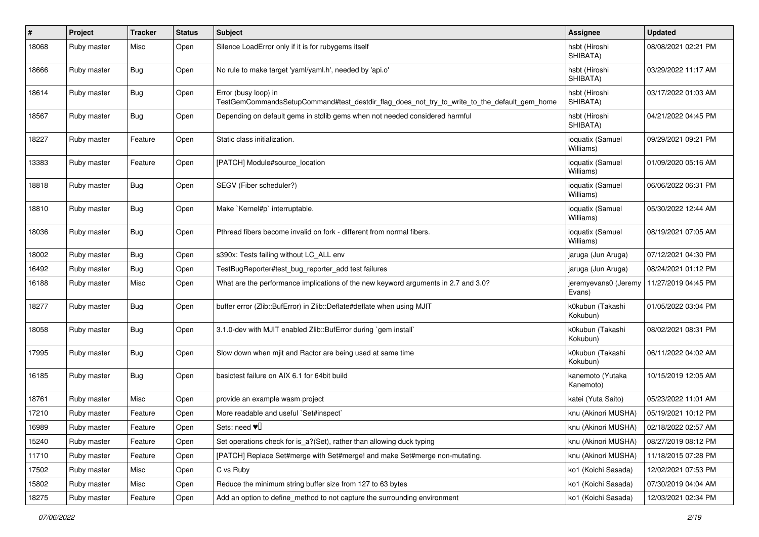| # | Project | Tracker | Status | Subject | Assignee | Updated |
| --- | --- | --- | --- | --- | --- | --- |
| 18068 | Ruby master | Misc | Open | Silence LoadError only if it is for rubygems itself | hsbt (Hiroshi SHIBATA) | 08/08/2021 02:21 PM |
| 18666 | Ruby master | Bug | Open | No rule to make target 'yaml/yaml.h', needed by 'api.o' | hsbt (Hiroshi SHIBATA) | 03/29/2022 11:17 AM |
| 18614 | Ruby master | Bug | Open | Error (busy loop) in TestGemCommandsSetupCommand#test_destdir_flag_does_not_try_to_write_to_the_default_gem_home | hsbt (Hiroshi SHIBATA) | 03/17/2022 01:03 AM |
| 18567 | Ruby master | Bug | Open | Depending on default gems in stdlib gems when not needed considered harmful | hsbt (Hiroshi SHIBATA) | 04/21/2022 04:45 PM |
| 18227 | Ruby master | Feature | Open | Static class initialization. | ioquatix (Samuel Williams) | 09/29/2021 09:21 PM |
| 13383 | Ruby master | Feature | Open | [PATCH] Module#source_location | ioquatix (Samuel Williams) | 01/09/2020 05:16 AM |
| 18818 | Ruby master | Bug | Open | SEGV (Fiber scheduler?) | ioquatix (Samuel Williams) | 06/06/2022 06:31 PM |
| 18810 | Ruby master | Bug | Open | Make `Kernel#p` interruptable. | ioquatix (Samuel Williams) | 05/30/2022 12:44 AM |
| 18036 | Ruby master | Bug | Open | Pthread fibers become invalid on fork - different from normal fibers. | ioquatix (Samuel Williams) | 08/19/2021 07:05 AM |
| 18002 | Ruby master | Bug | Open | s390x: Tests failing without LC_ALL env | jaruga (Jun Aruga) | 07/12/2021 04:30 PM |
| 16492 | Ruby master | Bug | Open | TestBugReporter#test_bug_reporter_add test failures | jaruga (Jun Aruga) | 08/24/2021 01:12 PM |
| 16188 | Ruby master | Misc | Open | What are the performance implications of the new keyword arguments in 2.7 and 3.0? | jeremyevans0 (Jeremy Evans) | 11/27/2019 04:45 PM |
| 18277 | Ruby master | Bug | Open | buffer error (Zlib::BufError) in Zlib::Deflate#deflate when using MJIT | k0kubun (Takashi Kokubun) | 01/05/2022 03:04 PM |
| 18058 | Ruby master | Bug | Open | 3.1.0-dev with MJIT enabled Zlib::BufError during `gem install` | k0kubun (Takashi Kokubun) | 08/02/2021 08:31 PM |
| 17995 | Ruby master | Bug | Open | Slow down when mjit and Ractor are being used at same time | k0kubun (Takashi Kokubun) | 06/11/2022 04:02 AM |
| 16185 | Ruby master | Bug | Open | basictest failure on AIX 6.1 for 64bit build | kanemoto (Yutaka Kanemoto) | 10/15/2019 12:05 AM |
| 18761 | Ruby master | Misc | Open | provide an example wasm project | katei (Yuta Saito) | 05/23/2022 11:01 AM |
| 17210 | Ruby master | Feature | Open | More readable and useful `Set#inspect` | knu (Akinori MUSHA) | 05/19/2021 10:12 PM |
| 16989 | Ruby master | Feature | Open | Sets: need ♥️ | knu (Akinori MUSHA) | 02/18/2022 02:57 AM |
| 15240 | Ruby master | Feature | Open | Set operations check for is_a?(Set), rather than allowing duck typing | knu (Akinori MUSHA) | 08/27/2019 08:12 PM |
| 11710 | Ruby master | Feature | Open | [PATCH] Replace Set#merge with Set#merge! and make Set#merge non-mutating. | knu (Akinori MUSHA) | 11/18/2015 07:28 PM |
| 17502 | Ruby master | Misc | Open | C vs Ruby | ko1 (Koichi Sasada) | 12/02/2021 07:53 PM |
| 15802 | Ruby master | Misc | Open | Reduce the minimum string buffer size from 127 to 63 bytes | ko1 (Koichi Sasada) | 07/30/2019 04:04 AM |
| 18275 | Ruby master | Feature | Open | Add an option to define_method to not capture the surrounding environment | ko1 (Koichi Sasada) | 12/03/2021 02:34 PM |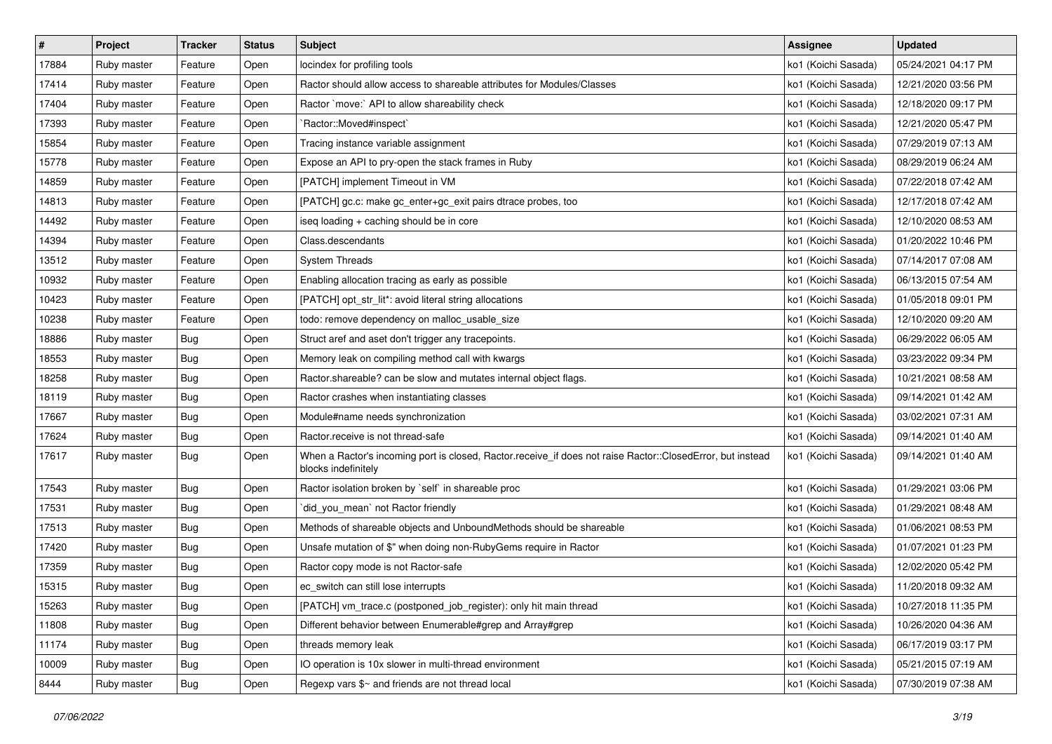| # | Project | Tracker | Status | Subject | Assignee | Updated |
|---|---|---|---|---|---|---|
| 17884 | Ruby master | Feature | Open | locindex for profiling tools | ko1 (Koichi Sasada) | 05/24/2021 04:17 PM |
| 17414 | Ruby master | Feature | Open | Ractor should allow access to shareable attributes for Modules/Classes | ko1 (Koichi Sasada) | 12/21/2020 03:56 PM |
| 17404 | Ruby master | Feature | Open | Ractor `move:` API to allow shareability check | ko1 (Koichi Sasada) | 12/18/2020 09:17 PM |
| 17393 | Ruby master | Feature | Open | `Ractor::Moved#inspect` | ko1 (Koichi Sasada) | 12/21/2020 05:47 PM |
| 15854 | Ruby master | Feature | Open | Tracing instance variable assignment | ko1 (Koichi Sasada) | 07/29/2019 07:13 AM |
| 15778 | Ruby master | Feature | Open | Expose an API to pry-open the stack frames in Ruby | ko1 (Koichi Sasada) | 08/29/2019 06:24 AM |
| 14859 | Ruby master | Feature | Open | [PATCH] implement Timeout in VM | ko1 (Koichi Sasada) | 07/22/2018 07:42 AM |
| 14813 | Ruby master | Feature | Open | [PATCH] gc.c: make gc_enter+gc_exit pairs dtrace probes, too | ko1 (Koichi Sasada) | 12/17/2018 07:42 AM |
| 14492 | Ruby master | Feature | Open | iseq loading + caching should be in core | ko1 (Koichi Sasada) | 12/10/2020 08:53 AM |
| 14394 | Ruby master | Feature | Open | Class.descendants | ko1 (Koichi Sasada) | 01/20/2022 10:46 PM |
| 13512 | Ruby master | Feature | Open | System Threads | ko1 (Koichi Sasada) | 07/14/2017 07:08 AM |
| 10932 | Ruby master | Feature | Open | Enabling allocation tracing as early as possible | ko1 (Koichi Sasada) | 06/13/2015 07:54 AM |
| 10423 | Ruby master | Feature | Open | [PATCH] opt_str_lit*: avoid literal string allocations | ko1 (Koichi Sasada) | 01/05/2018 09:01 PM |
| 10238 | Ruby master | Feature | Open | todo: remove dependency on malloc_usable_size | ko1 (Koichi Sasada) | 12/10/2020 09:20 AM |
| 18886 | Ruby master | Bug | Open | Struct aref and aset don't trigger any tracepoints. | ko1 (Koichi Sasada) | 06/29/2022 06:05 AM |
| 18553 | Ruby master | Bug | Open | Memory leak on compiling method call with kwargs | ko1 (Koichi Sasada) | 03/23/2022 09:34 PM |
| 18258 | Ruby master | Bug | Open | Ractor.shareable? can be slow and mutates internal object flags. | ko1 (Koichi Sasada) | 10/21/2021 08:58 AM |
| 18119 | Ruby master | Bug | Open | Ractor crashes when instantiating classes | ko1 (Koichi Sasada) | 09/14/2021 01:42 AM |
| 17667 | Ruby master | Bug | Open | Module#name needs synchronization | ko1 (Koichi Sasada) | 03/02/2021 07:31 AM |
| 17624 | Ruby master | Bug | Open | Ractor.receive is not thread-safe | ko1 (Koichi Sasada) | 09/14/2021 01:40 AM |
| 17617 | Ruby master | Bug | Open | When a Ractor's incoming port is closed, Ractor.receive_if does not raise Ractor::ClosedError, but instead blocks indefinitely | ko1 (Koichi Sasada) | 09/14/2021 01:40 AM |
| 17543 | Ruby master | Bug | Open | Ractor isolation broken by `self` in shareable proc | ko1 (Koichi Sasada) | 01/29/2021 03:06 PM |
| 17531 | Ruby master | Bug | Open | `did_you_mean` not Ractor friendly | ko1 (Koichi Sasada) | 01/29/2021 08:48 AM |
| 17513 | Ruby master | Bug | Open | Methods of shareable objects and UnboundMethods should be shareable | ko1 (Koichi Sasada) | 01/06/2021 08:53 PM |
| 17420 | Ruby master | Bug | Open | Unsafe mutation of $" when doing non-RubyGems require in Ractor | ko1 (Koichi Sasada) | 01/07/2021 01:23 PM |
| 17359 | Ruby master | Bug | Open | Ractor copy mode is not Ractor-safe | ko1 (Koichi Sasada) | 12/02/2020 05:42 PM |
| 15315 | Ruby master | Bug | Open | ec_switch can still lose interrupts | ko1 (Koichi Sasada) | 11/20/2018 09:32 AM |
| 15263 | Ruby master | Bug | Open | [PATCH] vm_trace.c (postponed_job_register): only hit main thread | ko1 (Koichi Sasada) | 10/27/2018 11:35 PM |
| 11808 | Ruby master | Bug | Open | Different behavior between Enumerable#grep and Array#grep | ko1 (Koichi Sasada) | 10/26/2020 04:36 AM |
| 11174 | Ruby master | Bug | Open | threads memory leak | ko1 (Koichi Sasada) | 06/17/2019 03:17 PM |
| 10009 | Ruby master | Bug | Open | IO operation is 10x slower in multi-thread environment | ko1 (Koichi Sasada) | 05/21/2015 07:19 AM |
| 8444 | Ruby master | Bug | Open | Regexp vars $~ and friends are not thread local | ko1 (Koichi Sasada) | 07/30/2019 07:38 AM |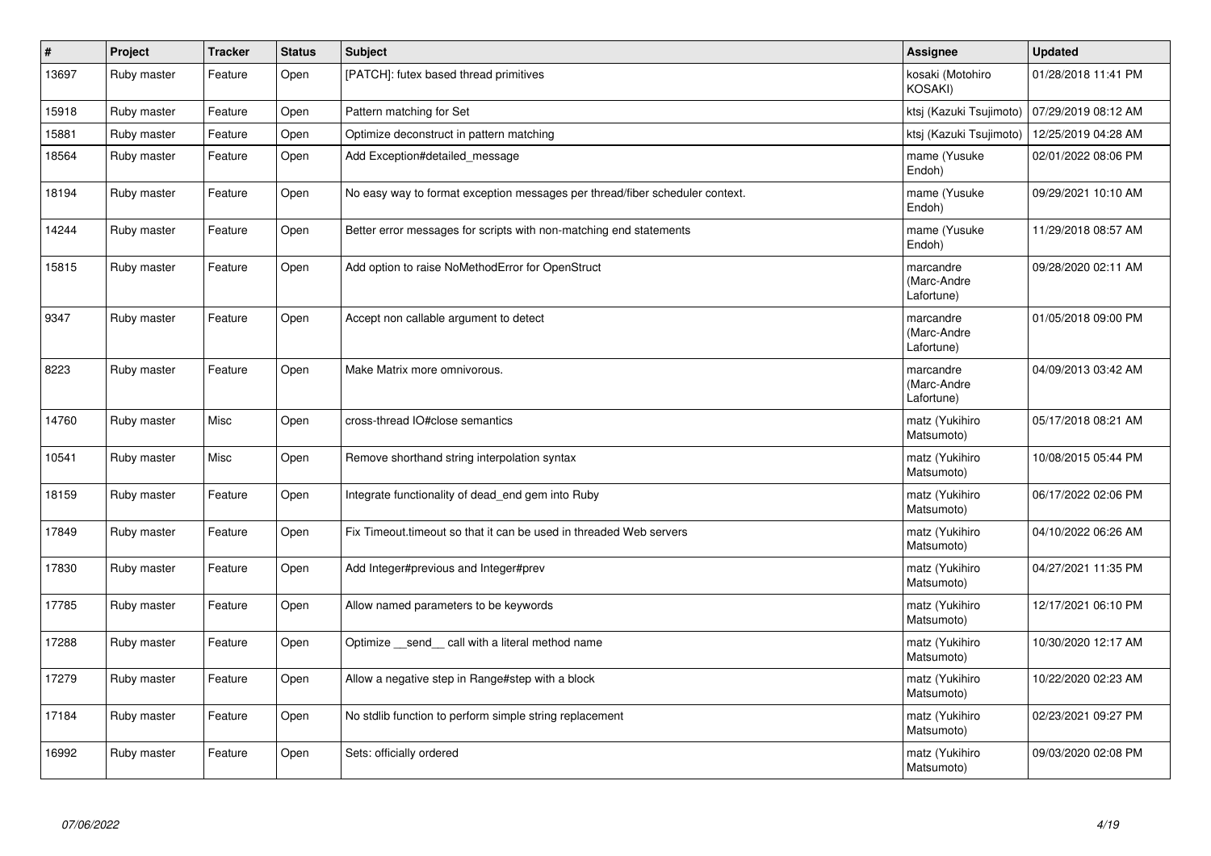| # | Project | Tracker | Status | Subject | Assignee | Updated |
|---|---|---|---|---|---|---|
| 13697 | Ruby master | Feature | Open | [PATCH]: futex based thread primitives | kosaki (Motohiro KOSAKI) | 01/28/2018 11:41 PM |
| 15918 | Ruby master | Feature | Open | Pattern matching for Set | ktsj (Kazuki Tsujimoto) | 07/29/2019 08:12 AM |
| 15881 | Ruby master | Feature | Open | Optimize deconstruct in pattern matching | ktsj (Kazuki Tsujimoto) | 12/25/2019 04:28 AM |
| 18564 | Ruby master | Feature | Open | Add Exception#detailed_message | mame (Yusuke Endoh) | 02/01/2022 08:06 PM |
| 18194 | Ruby master | Feature | Open | No easy way to format exception messages per thread/fiber scheduler context. | mame (Yusuke Endoh) | 09/29/2021 10:10 AM |
| 14244 | Ruby master | Feature | Open | Better error messages for scripts with non-matching end statements | mame (Yusuke Endoh) | 11/29/2018 08:57 AM |
| 15815 | Ruby master | Feature | Open | Add option to raise NoMethodError for OpenStruct | marcandre (Marc-Andre Lafortune) | 09/28/2020 02:11 AM |
| 9347 | Ruby master | Feature | Open | Accept non callable argument to detect | marcandre (Marc-Andre Lafortune) | 01/05/2018 09:00 PM |
| 8223 | Ruby master | Feature | Open | Make Matrix more omnivorous. | marcandre (Marc-Andre Lafortune) | 04/09/2013 03:42 AM |
| 14760 | Ruby master | Misc | Open | cross-thread IO#close semantics | matz (Yukihiro Matsumoto) | 05/17/2018 08:21 AM |
| 10541 | Ruby master | Misc | Open | Remove shorthand string interpolation syntax | matz (Yukihiro Matsumoto) | 10/08/2015 05:44 PM |
| 18159 | Ruby master | Feature | Open | Integrate functionality of dead_end gem into Ruby | matz (Yukihiro Matsumoto) | 06/17/2022 02:06 PM |
| 17849 | Ruby master | Feature | Open | Fix Timeout.timeout so that it can be used in threaded Web servers | matz (Yukihiro Matsumoto) | 04/10/2022 06:26 AM |
| 17830 | Ruby master | Feature | Open | Add Integer#previous and Integer#prev | matz (Yukihiro Matsumoto) | 04/27/2021 11:35 PM |
| 17785 | Ruby master | Feature | Open | Allow named parameters to be keywords | matz (Yukihiro Matsumoto) | 12/17/2021 06:10 PM |
| 17288 | Ruby master | Feature | Open | Optimize __send__ call with a literal method name | matz (Yukihiro Matsumoto) | 10/30/2020 12:17 AM |
| 17279 | Ruby master | Feature | Open | Allow a negative step in Range#step with a block | matz (Yukihiro Matsumoto) | 10/22/2020 02:23 AM |
| 17184 | Ruby master | Feature | Open | No stdlib function to perform simple string replacement | matz (Yukihiro Matsumoto) | 02/23/2021 09:27 PM |
| 16992 | Ruby master | Feature | Open | Sets: officially ordered | matz (Yukihiro Matsumoto) | 09/03/2020 02:08 PM |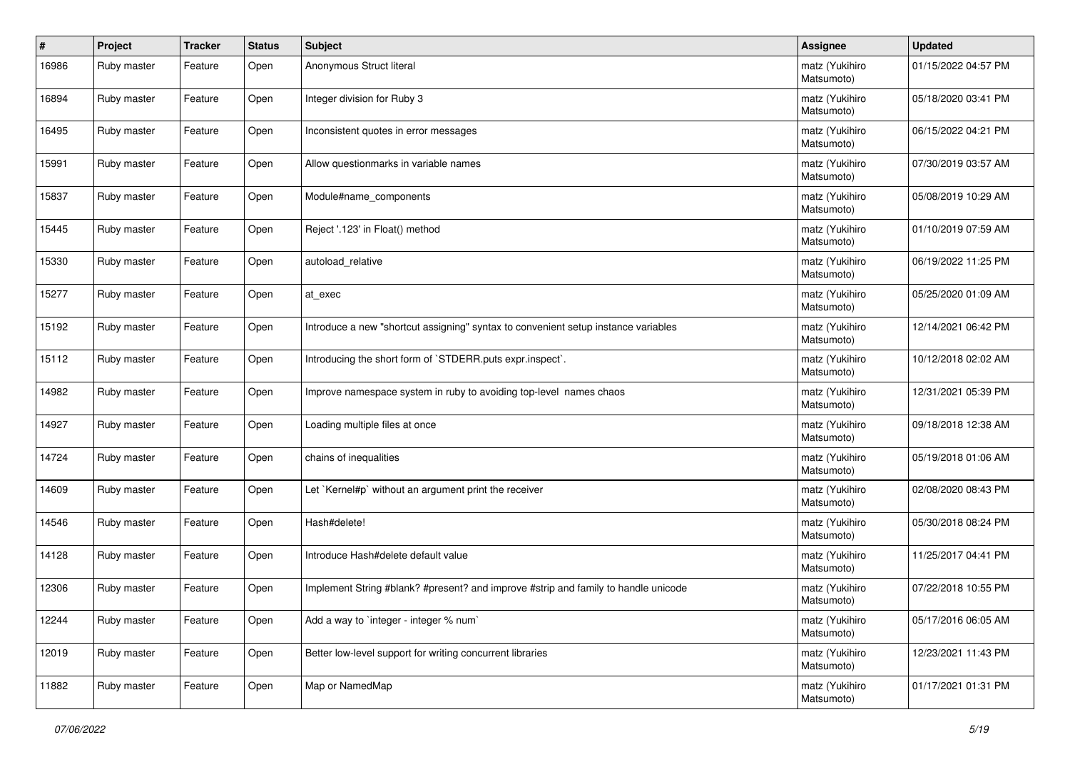| # | Project | Tracker | Status | Subject | Assignee | Updated |
|---|---|---|---|---|---|---|
| 16986 | Ruby master | Feature | Open | Anonymous Struct literal | matz (Yukihiro Matsumoto) | 01/15/2022 04:57 PM |
| 16894 | Ruby master | Feature | Open | Integer division for Ruby 3 | matz (Yukihiro Matsumoto) | 05/18/2020 03:41 PM |
| 16495 | Ruby master | Feature | Open | Inconsistent quotes in error messages | matz (Yukihiro Matsumoto) | 06/15/2022 04:21 PM |
| 15991 | Ruby master | Feature | Open | Allow questionmarks in variable names | matz (Yukihiro Matsumoto) | 07/30/2019 03:57 AM |
| 15837 | Ruby master | Feature | Open | Module#name_components | matz (Yukihiro Matsumoto) | 05/08/2019 10:29 AM |
| 15445 | Ruby master | Feature | Open | Reject '.123' in Float() method | matz (Yukihiro Matsumoto) | 01/10/2019 07:59 AM |
| 15330 | Ruby master | Feature | Open | autoload_relative | matz (Yukihiro Matsumoto) | 06/19/2022 11:25 PM |
| 15277 | Ruby master | Feature | Open | at_exec | matz (Yukihiro Matsumoto) | 05/25/2020 01:09 AM |
| 15192 | Ruby master | Feature | Open | Introduce a new "shortcut assigning" syntax to convenient setup instance variables | matz (Yukihiro Matsumoto) | 12/14/2021 06:42 PM |
| 15112 | Ruby master | Feature | Open | Introducing the short form of `STDERR.puts expr.inspect`. | matz (Yukihiro Matsumoto) | 10/12/2018 02:02 AM |
| 14982 | Ruby master | Feature | Open | Improve namespace system in ruby to avoiding top-level names chaos | matz (Yukihiro Matsumoto) | 12/31/2021 05:39 PM |
| 14927 | Ruby master | Feature | Open | Loading multiple files at once | matz (Yukihiro Matsumoto) | 09/18/2018 12:38 AM |
| 14724 | Ruby master | Feature | Open | chains of inequalities | matz (Yukihiro Matsumoto) | 05/19/2018 01:06 AM |
| 14609 | Ruby master | Feature | Open | Let `Kernel#p` without an argument print the receiver | matz (Yukihiro Matsumoto) | 02/08/2020 08:43 PM |
| 14546 | Ruby master | Feature | Open | Hash#delete! | matz (Yukihiro Matsumoto) | 05/30/2018 08:24 PM |
| 14128 | Ruby master | Feature | Open | Introduce Hash#delete default value | matz (Yukihiro Matsumoto) | 11/25/2017 04:41 PM |
| 12306 | Ruby master | Feature | Open | Implement String #blank? #present? and improve #strip and family to handle unicode | matz (Yukihiro Matsumoto) | 07/22/2018 10:55 PM |
| 12244 | Ruby master | Feature | Open | Add a way to `integer - integer % num` | matz (Yukihiro Matsumoto) | 05/17/2016 06:05 AM |
| 12019 | Ruby master | Feature | Open | Better low-level support for writing concurrent libraries | matz (Yukihiro Matsumoto) | 12/23/2021 11:43 PM |
| 11882 | Ruby master | Feature | Open | Map or NamedMap | matz (Yukihiro Matsumoto) | 01/17/2021 01:31 PM |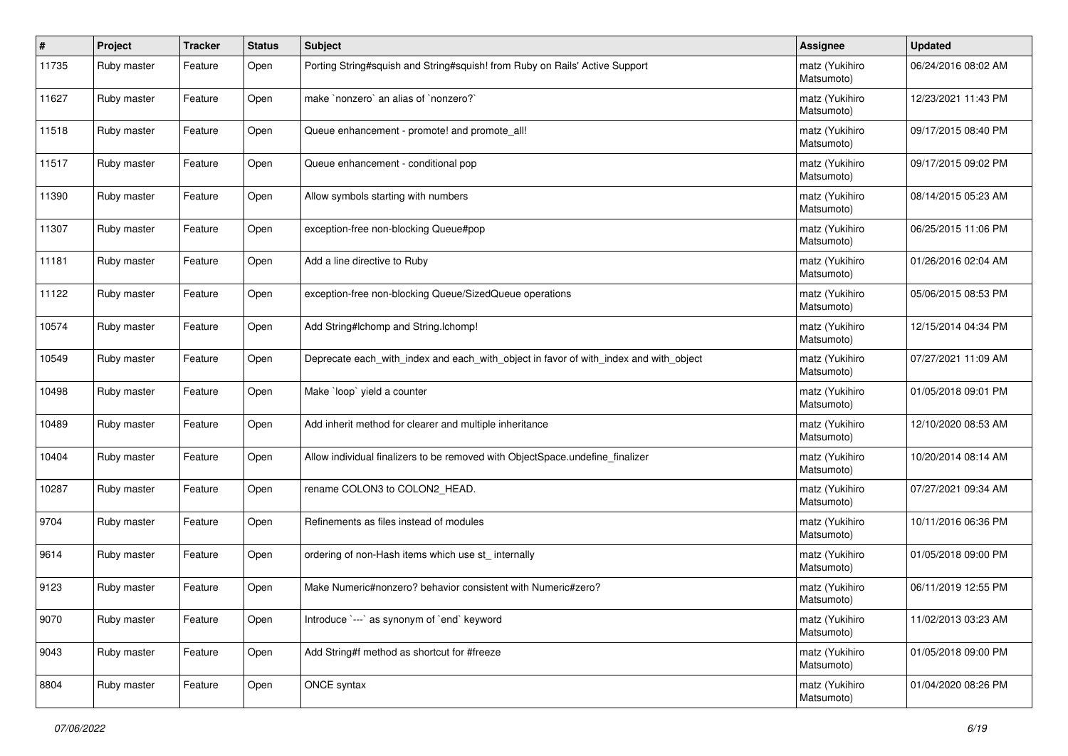| # | Project | Tracker | Status | Subject | Assignee | Updated |
|---|---|---|---|---|---|---|
| 11735 | Ruby master | Feature | Open | Porting String#squish and String#squish! from Ruby on Rails' Active Support | matz (Yukihiro Matsumoto) | 06/24/2016 08:02 AM |
| 11627 | Ruby master | Feature | Open | make `nonzero` an alias of `nonzero?` | matz (Yukihiro Matsumoto) | 12/23/2021 11:43 PM |
| 11518 | Ruby master | Feature | Open | Queue enhancement - promote! and promote_all! | matz (Yukihiro Matsumoto) | 09/17/2015 08:40 PM |
| 11517 | Ruby master | Feature | Open | Queue enhancement - conditional pop | matz (Yukihiro Matsumoto) | 09/17/2015 09:02 PM |
| 11390 | Ruby master | Feature | Open | Allow symbols starting with numbers | matz (Yukihiro Matsumoto) | 08/14/2015 05:23 AM |
| 11307 | Ruby master | Feature | Open | exception-free non-blocking Queue#pop | matz (Yukihiro Matsumoto) | 06/25/2015 11:06 PM |
| 11181 | Ruby master | Feature | Open | Add a line directive to Ruby | matz (Yukihiro Matsumoto) | 01/26/2016 02:04 AM |
| 11122 | Ruby master | Feature | Open | exception-free non-blocking Queue/SizedQueue operations | matz (Yukihiro Matsumoto) | 05/06/2015 08:53 PM |
| 10574 | Ruby master | Feature | Open | Add String#lchomp and String.lchomp! | matz (Yukihiro Matsumoto) | 12/15/2014 04:34 PM |
| 10549 | Ruby master | Feature | Open | Deprecate each_with_index and each_with_object in favor of with_index and with_object | matz (Yukihiro Matsumoto) | 07/27/2021 11:09 AM |
| 10498 | Ruby master | Feature | Open | Make `loop` yield a counter | matz (Yukihiro Matsumoto) | 01/05/2018 09:01 PM |
| 10489 | Ruby master | Feature | Open | Add inherit method for clearer and multiple inheritance | matz (Yukihiro Matsumoto) | 12/10/2020 08:53 AM |
| 10404 | Ruby master | Feature | Open | Allow individual finalizers to be removed with ObjectSpace.undefine_finalizer | matz (Yukihiro Matsumoto) | 10/20/2014 08:14 AM |
| 10287 | Ruby master | Feature | Open | rename COLON3 to COLON2_HEAD. | matz (Yukihiro Matsumoto) | 07/27/2021 09:34 AM |
| 9704 | Ruby master | Feature | Open | Refinements as files instead of modules | matz (Yukihiro Matsumoto) | 10/11/2016 06:36 PM |
| 9614 | Ruby master | Feature | Open | ordering of non-Hash items which use st_ internally | matz (Yukihiro Matsumoto) | 01/05/2018 09:00 PM |
| 9123 | Ruby master | Feature | Open | Make Numeric#nonzero? behavior consistent with Numeric#zero? | matz (Yukihiro Matsumoto) | 06/11/2019 12:55 PM |
| 9070 | Ruby master | Feature | Open | Introduce `---` as synonym of `end` keyword | matz (Yukihiro Matsumoto) | 11/02/2013 03:23 AM |
| 9043 | Ruby master | Feature | Open | Add String#f method as shortcut for #freeze | matz (Yukihiro Matsumoto) | 01/05/2018 09:00 PM |
| 8804 | Ruby master | Feature | Open | ONCE syntax | matz (Yukihiro Matsumoto) | 01/04/2020 08:26 PM |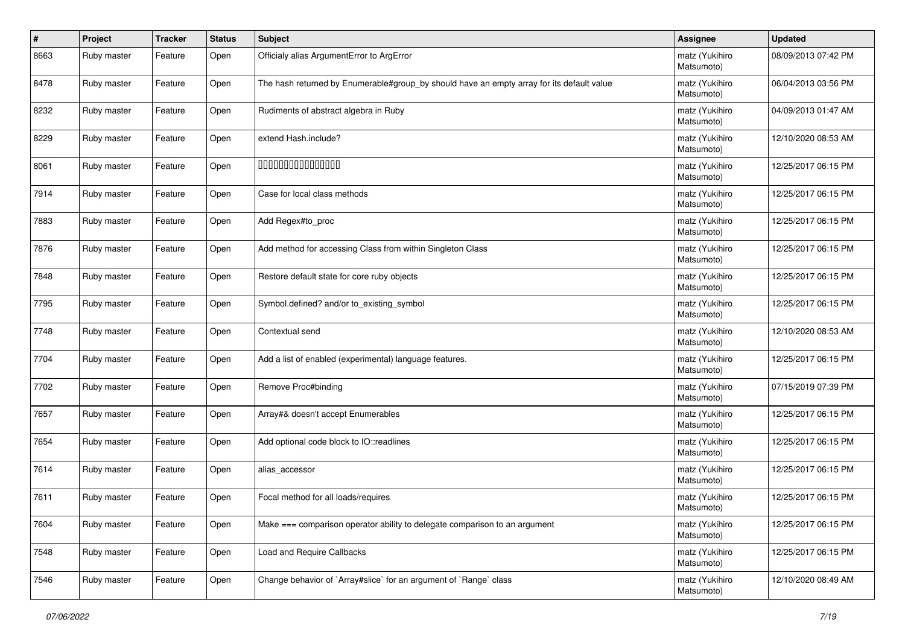| # | Project | Tracker | Status | Subject | Assignee | Updated |
|---|---|---|---|---|---|---|
| 8663 | Ruby master | Feature | Open | Officialy alias ArgumentError to ArgError | matz (Yukihiro Matsumoto) | 08/09/2013 07:42 PM |
| 8478 | Ruby master | Feature | Open | The hash returned by Enumerable#group_by should have an empty array for its default value | matz (Yukihiro Matsumoto) | 06/04/2013 03:56 PM |
| 8232 | Ruby master | Feature | Open | Rudiments of abstract algebra in Ruby | matz (Yukihiro Matsumoto) | 04/09/2013 01:47 AM |
| 8229 | Ruby master | Feature | Open | extend Hash.include? | matz (Yukihiro Matsumoto) | 12/10/2020 08:53 AM |
| 8061 | Ruby master | Feature | Open | ���������������� | matz (Yukihiro Matsumoto) | 12/25/2017 06:15 PM |
| 7914 | Ruby master | Feature | Open | Case for local class methods | matz (Yukihiro Matsumoto) | 12/25/2017 06:15 PM |
| 7883 | Ruby master | Feature | Open | Add Regex#to_proc | matz (Yukihiro Matsumoto) | 12/25/2017 06:15 PM |
| 7876 | Ruby master | Feature | Open | Add method for accessing Class from within Singleton Class | matz (Yukihiro Matsumoto) | 12/25/2017 06:15 PM |
| 7848 | Ruby master | Feature | Open | Restore default state for core ruby objects | matz (Yukihiro Matsumoto) | 12/25/2017 06:15 PM |
| 7795 | Ruby master | Feature | Open | Symbol.defined? and/or to_existing_symbol | matz (Yukihiro Matsumoto) | 12/25/2017 06:15 PM |
| 7748 | Ruby master | Feature | Open | Contextual send | matz (Yukihiro Matsumoto) | 12/10/2020 08:53 AM |
| 7704 | Ruby master | Feature | Open | Add a list of enabled (experimental) language features. | matz (Yukihiro Matsumoto) | 12/25/2017 06:15 PM |
| 7702 | Ruby master | Feature | Open | Remove Proc#binding | matz (Yukihiro Matsumoto) | 07/15/2019 07:39 PM |
| 7657 | Ruby master | Feature | Open | Array#& doesn't accept Enumerables | matz (Yukihiro Matsumoto) | 12/25/2017 06:15 PM |
| 7654 | Ruby master | Feature | Open | Add optional code block to IO::readlines | matz (Yukihiro Matsumoto) | 12/25/2017 06:15 PM |
| 7614 | Ruby master | Feature | Open | alias_accessor | matz (Yukihiro Matsumoto) | 12/25/2017 06:15 PM |
| 7611 | Ruby master | Feature | Open | Focal method for all loads/requires | matz (Yukihiro Matsumoto) | 12/25/2017 06:15 PM |
| 7604 | Ruby master | Feature | Open | Make === comparison operator ability to delegate comparison to an argument | matz (Yukihiro Matsumoto) | 12/25/2017 06:15 PM |
| 7548 | Ruby master | Feature | Open | Load and Require Callbacks | matz (Yukihiro Matsumoto) | 12/25/2017 06:15 PM |
| 7546 | Ruby master | Feature | Open | Change behavior of `Array#slice` for an argument of `Range` class | matz (Yukihiro Matsumoto) | 12/10/2020 08:49 AM |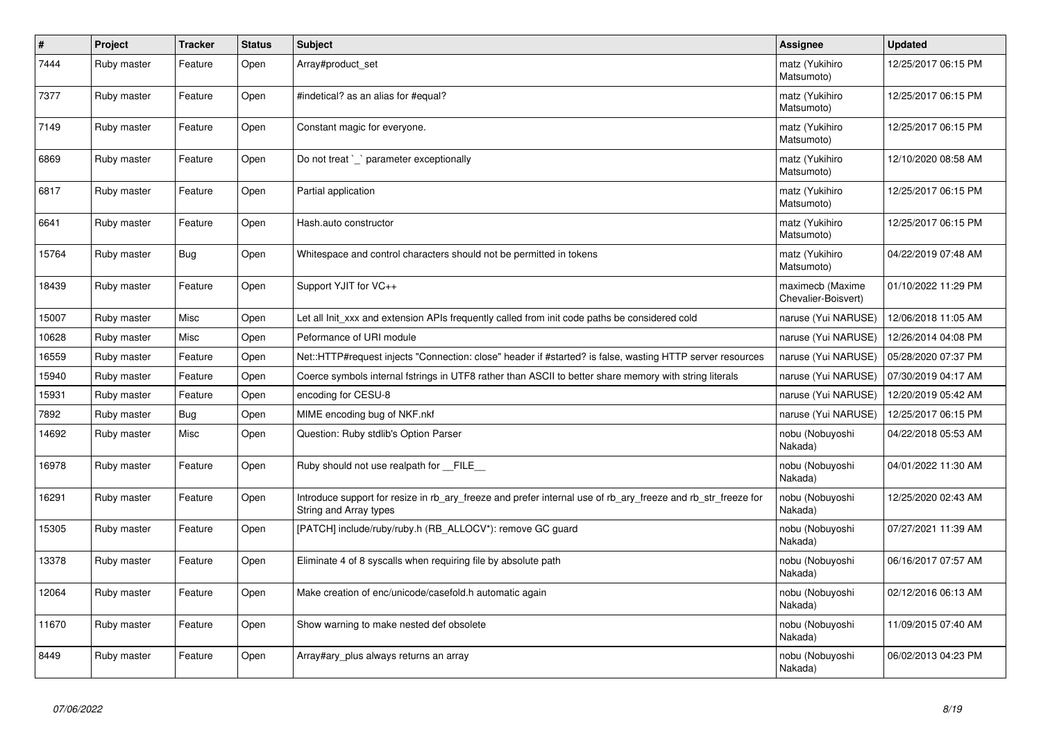| # | Project | Tracker | Status | Subject | Assignee | Updated |
|---|---|---|---|---|---|---|
| 7444 | Ruby master | Feature | Open | Array#product_set | matz (Yukihiro Matsumoto) | 12/25/2017 06:15 PM |
| 7377 | Ruby master | Feature | Open | #indetical? as an alias for #equal? | matz (Yukihiro Matsumoto) | 12/25/2017 06:15 PM |
| 7149 | Ruby master | Feature | Open | Constant magic for everyone. | matz (Yukihiro Matsumoto) | 12/25/2017 06:15 PM |
| 6869 | Ruby master | Feature | Open | Do not treat `_` parameter exceptionally | matz (Yukihiro Matsumoto) | 12/10/2020 08:58 AM |
| 6817 | Ruby master | Feature | Open | Partial application | matz (Yukihiro Matsumoto) | 12/25/2017 06:15 PM |
| 6641 | Ruby master | Feature | Open | Hash.auto constructor | matz (Yukihiro Matsumoto) | 12/25/2017 06:15 PM |
| 15764 | Ruby master | Bug | Open | Whitespace and control characters should not be permitted in tokens | matz (Yukihiro Matsumoto) | 04/22/2019 07:48 AM |
| 18439 | Ruby master | Feature | Open | Support YJIT for VC++ | maximecb (Maxime Chevalier-Boisvert) | 01/10/2022 11:29 PM |
| 15007 | Ruby master | Misc | Open | Let all Init_xxx and extension APIs frequently called from init code paths be considered cold | naruse (Yui NARUSE) | 12/06/2018 11:05 AM |
| 10628 | Ruby master | Misc | Open | Peformance of URI module | naruse (Yui NARUSE) | 12/26/2014 04:08 PM |
| 16559 | Ruby master | Feature | Open | Net::HTTP#request injects "Connection: close" header if #started? is false, wasting HTTP server resources | naruse (Yui NARUSE) | 05/28/2020 07:37 PM |
| 15940 | Ruby master | Feature | Open | Coerce symbols internal fstrings in UTF8 rather than ASCII to better share memory with string literals | naruse (Yui NARUSE) | 07/30/2019 04:17 AM |
| 15931 | Ruby master | Feature | Open | encoding for CESU-8 | naruse (Yui NARUSE) | 12/20/2019 05:42 AM |
| 7892 | Ruby master | Bug | Open | MIME encoding bug of NKF.nkf | naruse (Yui NARUSE) | 12/25/2017 06:15 PM |
| 14692 | Ruby master | Misc | Open | Question: Ruby stdlib's Option Parser | nobu (Nobuyoshi Nakada) | 04/22/2018 05:53 AM |
| 16978 | Ruby master | Feature | Open | Ruby should not use realpath for __FILE__ | nobu (Nobuyoshi Nakada) | 04/01/2022 11:30 AM |
| 16291 | Ruby master | Feature | Open | Introduce support for resize in rb_ary_freeze and prefer internal use of rb_ary_freeze and rb_str_freeze for String and Array types | nobu (Nobuyoshi Nakada) | 12/25/2020 02:43 AM |
| 15305 | Ruby master | Feature | Open | [PATCH] include/ruby/ruby.h (RB_ALLOCV*): remove GC guard | nobu (Nobuyoshi Nakada) | 07/27/2021 11:39 AM |
| 13378 | Ruby master | Feature | Open | Eliminate 4 of 8 syscalls when requiring file by absolute path | nobu (Nobuyoshi Nakada) | 06/16/2017 07:57 AM |
| 12064 | Ruby master | Feature | Open | Make creation of enc/unicode/casefold.h automatic again | nobu (Nobuyoshi Nakada) | 02/12/2016 06:13 AM |
| 11670 | Ruby master | Feature | Open | Show warning to make nested def obsolete | nobu (Nobuyoshi Nakada) | 11/09/2015 07:40 AM |
| 8449 | Ruby master | Feature | Open | Array#ary_plus always returns an array | nobu (Nobuyoshi Nakada) | 06/02/2013 04:23 PM |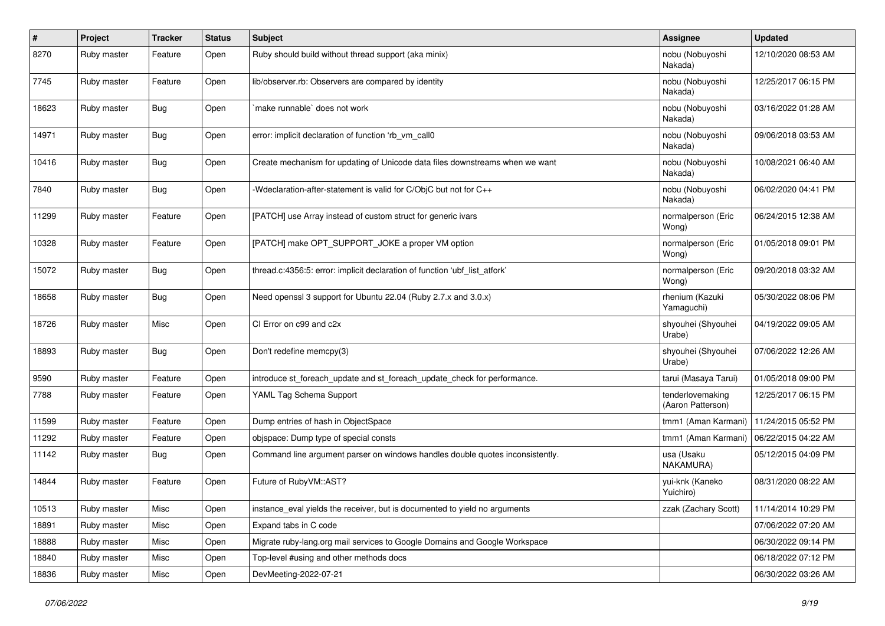| # | Project | Tracker | Status | Subject | Assignee | Updated |
|---|---|---|---|---|---|---|
| 8270 | Ruby master | Feature | Open | Ruby should build without thread support (aka minix) | nobu (Nobuyoshi Nakada) | 12/10/2020 08:53 AM |
| 7745 | Ruby master | Feature | Open | lib/observer.rb: Observers are compared by identity | nobu (Nobuyoshi Nakada) | 12/25/2017 06:15 PM |
| 18623 | Ruby master | Bug | Open | `make runnable` does not work | nobu (Nobuyoshi Nakada) | 03/16/2022 01:28 AM |
| 14971 | Ruby master | Bug | Open | error: implicit declaration of function 'rb_vm_call0 | nobu (Nobuyoshi Nakada) | 09/06/2018 03:53 AM |
| 10416 | Ruby master | Bug | Open | Create mechanism for updating of Unicode data files downstreams when we want | nobu (Nobuyoshi Nakada) | 10/08/2021 06:40 AM |
| 7840 | Ruby master | Bug | Open | -Wdeclaration-after-statement is valid for C/ObjC but not for C++ | nobu (Nobuyoshi Nakada) | 06/02/2020 04:41 PM |
| 11299 | Ruby master | Feature | Open | [PATCH] use Array instead of custom struct for generic ivars | normalperson (Eric Wong) | 06/24/2015 12:38 AM |
| 10328 | Ruby master | Feature | Open | [PATCH] make OPT_SUPPORT_JOKE a proper VM option | normalperson (Eric Wong) | 01/05/2018 09:01 PM |
| 15072 | Ruby master | Bug | Open | thread.c:4356:5: error: implicit declaration of function 'ubf_list_atfork' | normalperson (Eric Wong) | 09/20/2018 03:32 AM |
| 18658 | Ruby master | Bug | Open | Need openssl 3 support for Ubuntu 22.04 (Ruby 2.7.x and 3.0.x) | rhenium (Kazuki Yamaguchi) | 05/30/2022 08:06 PM |
| 18726 | Ruby master | Misc | Open | CI Error on c99 and c2x | shyouhei (Shyouhei Urabe) | 04/19/2022 09:05 AM |
| 18893 | Ruby master | Bug | Open | Don't redefine memcpy(3) | shyouhei (Shyouhei Urabe) | 07/06/2022 12:26 AM |
| 9590 | Ruby master | Feature | Open | introduce st_foreach_update and st_foreach_update_check for performance. | tarui (Masaya Tarui) | 01/05/2018 09:00 PM |
| 7788 | Ruby master | Feature | Open | YAML Tag Schema Support | tenderlovemaking (Aaron Patterson) | 12/25/2017 06:15 PM |
| 11599 | Ruby master | Feature | Open | Dump entries of hash in ObjectSpace | tmm1 (Aman Karmani) | 11/24/2015 05:52 PM |
| 11292 | Ruby master | Feature | Open | objspace: Dump type of special consts | tmm1 (Aman Karmani) | 06/22/2015 04:22 AM |
| 11142 | Ruby master | Bug | Open | Command line argument parser on windows handles double quotes inconsistently. | usa (Usaku NAKAMURA) | 05/12/2015 04:09 PM |
| 14844 | Ruby master | Feature | Open | Future of RubyVM::AST? | yui-knk (Kaneko Yuichiro) | 08/31/2020 08:22 AM |
| 10513 | Ruby master | Misc | Open | instance_eval yields the receiver, but is documented to yield no arguments | zzak (Zachary Scott) | 11/14/2014 10:29 PM |
| 18891 | Ruby master | Misc | Open | Expand tabs in C code | | 07/06/2022 07:20 AM |
| 18888 | Ruby master | Misc | Open | Migrate ruby-lang.org mail services to Google Domains and Google Workspace | | 06/30/2022 09:14 PM |
| 18840 | Ruby master | Misc | Open | Top-level #using and other methods docs | | 06/18/2022 07:12 PM |
| 18836 | Ruby master | Misc | Open | DevMeeting-2022-07-21 | | 06/30/2022 03:26 AM |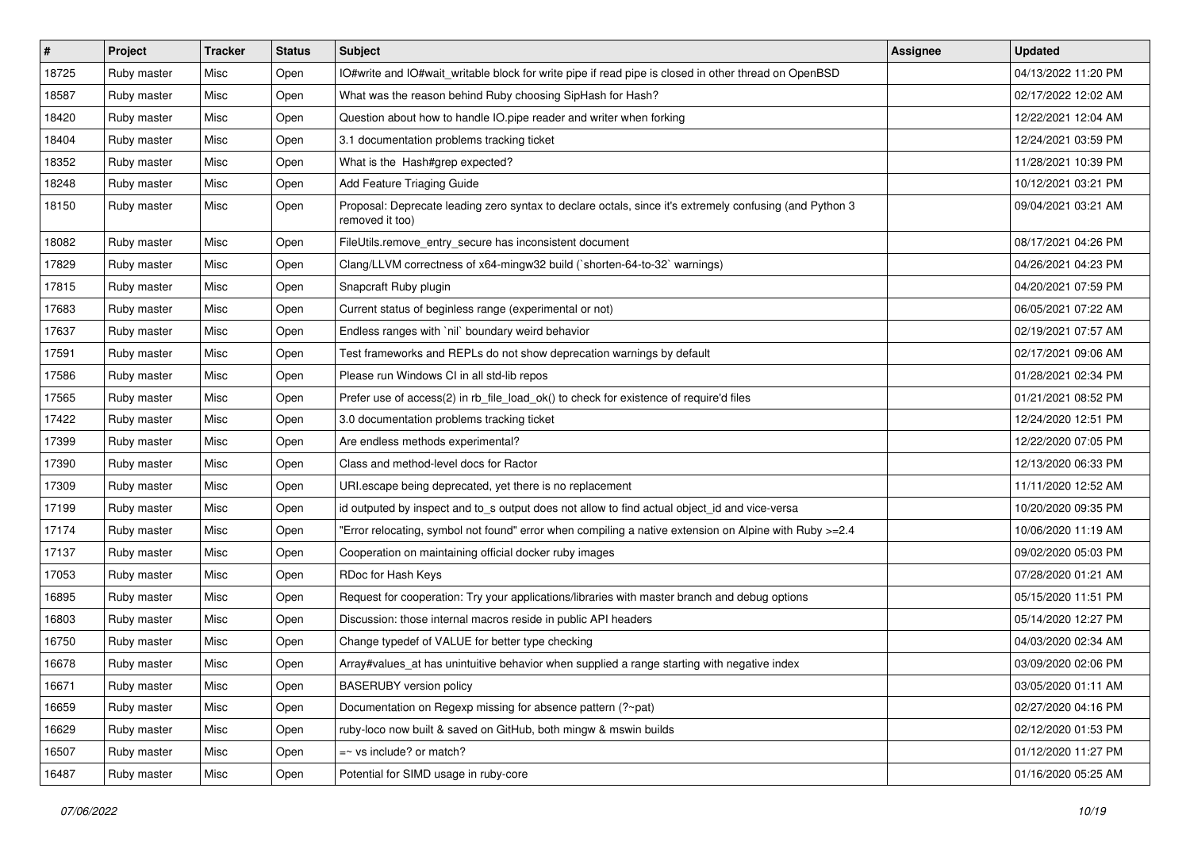| # | Project | Tracker | Status | Subject | Assignee | Updated |
|---|---|---|---|---|---|---|
| 18725 | Ruby master | Misc | Open | IO#write and IO#wait_writable block for write pipe if read pipe is closed in other thread on OpenBSD | | 04/13/2022 11:20 PM |
| 18587 | Ruby master | Misc | Open | What was the reason behind Ruby choosing SipHash for Hash? | | 02/17/2022 12:02 AM |
| 18420 | Ruby master | Misc | Open | Question about how to handle IO.pipe reader and writer when forking | | 12/22/2021 12:04 AM |
| 18404 | Ruby master | Misc | Open | 3.1 documentation problems tracking ticket | | 12/24/2021 03:59 PM |
| 18352 | Ruby master | Misc | Open | What is the Hash#grep expected? | | 11/28/2021 10:39 PM |
| 18248 | Ruby master | Misc | Open | Add Feature Triaging Guide | | 10/12/2021 03:21 PM |
| 18150 | Ruby master | Misc | Open | Proposal: Deprecate leading zero syntax to declare octals, since it's extremely confusing (and Python 3 removed it too) | | 09/04/2021 03:21 AM |
| 18082 | Ruby master | Misc | Open | FileUtils.remove_entry_secure has inconsistent document | | 08/17/2021 04:26 PM |
| 17829 | Ruby master | Misc | Open | Clang/LLVM correctness of x64-mingw32 build (`shorten-64-to-32` warnings) | | 04/26/2021 04:23 PM |
| 17815 | Ruby master | Misc | Open | Snapcraft Ruby plugin | | 04/20/2021 07:59 PM |
| 17683 | Ruby master | Misc | Open | Current status of beginless range (experimental or not) | | 06/05/2021 07:22 AM |
| 17637 | Ruby master | Misc | Open | Endless ranges with `nil` boundary weird behavior | | 02/19/2021 07:57 AM |
| 17591 | Ruby master | Misc | Open | Test frameworks and REPLs do not show deprecation warnings by default | | 02/17/2021 09:06 AM |
| 17586 | Ruby master | Misc | Open | Please run Windows CI in all std-lib repos | | 01/28/2021 02:34 PM |
| 17565 | Ruby master | Misc | Open | Prefer use of access(2) in rb_file_load_ok() to check for existence of require'd files | | 01/21/2021 08:52 PM |
| 17422 | Ruby master | Misc | Open | 3.0 documentation problems tracking ticket | | 12/24/2020 12:51 PM |
| 17399 | Ruby master | Misc | Open | Are endless methods experimental? | | 12/22/2020 07:05 PM |
| 17390 | Ruby master | Misc | Open | Class and method-level docs for Ractor | | 12/13/2020 06:33 PM |
| 17309 | Ruby master | Misc | Open | URI.escape being deprecated, yet there is no replacement | | 11/11/2020 12:52 AM |
| 17199 | Ruby master | Misc | Open | id outputed by inspect and to_s output does not allow to find actual object_id and vice-versa | | 10/20/2020 09:35 PM |
| 17174 | Ruby master | Misc | Open | "Error relocating, symbol not found" error when compiling a native extension on Alpine with Ruby >=2.4 | | 10/06/2020 11:19 AM |
| 17137 | Ruby master | Misc | Open | Cooperation on maintaining official docker ruby images | | 09/02/2020 05:03 PM |
| 17053 | Ruby master | Misc | Open | RDoc for Hash Keys | | 07/28/2020 01:21 AM |
| 16895 | Ruby master | Misc | Open | Request for cooperation: Try your applications/libraries with master branch and debug options | | 05/15/2020 11:51 PM |
| 16803 | Ruby master | Misc | Open | Discussion: those internal macros reside in public API headers | | 05/14/2020 12:27 PM |
| 16750 | Ruby master | Misc | Open | Change typedef of VALUE for better type checking | | 04/03/2020 02:34 AM |
| 16678 | Ruby master | Misc | Open | Array#values_at has unintuitive behavior when supplied a range starting with negative index | | 03/09/2020 02:06 PM |
| 16671 | Ruby master | Misc | Open | BASERUBY version policy | | 03/05/2020 01:11 AM |
| 16659 | Ruby master | Misc | Open | Documentation on Regexp missing for absence pattern (?~pat) | | 02/27/2020 04:16 PM |
| 16629 | Ruby master | Misc | Open | ruby-loco now built & saved on GitHub, both mingw & mswin builds | | 02/12/2020 01:53 PM |
| 16507 | Ruby master | Misc | Open | =~ vs include? or match? | | 01/12/2020 11:27 PM |
| 16487 | Ruby master | Misc | Open | Potential for SIMD usage in ruby-core | | 01/16/2020 05:25 AM |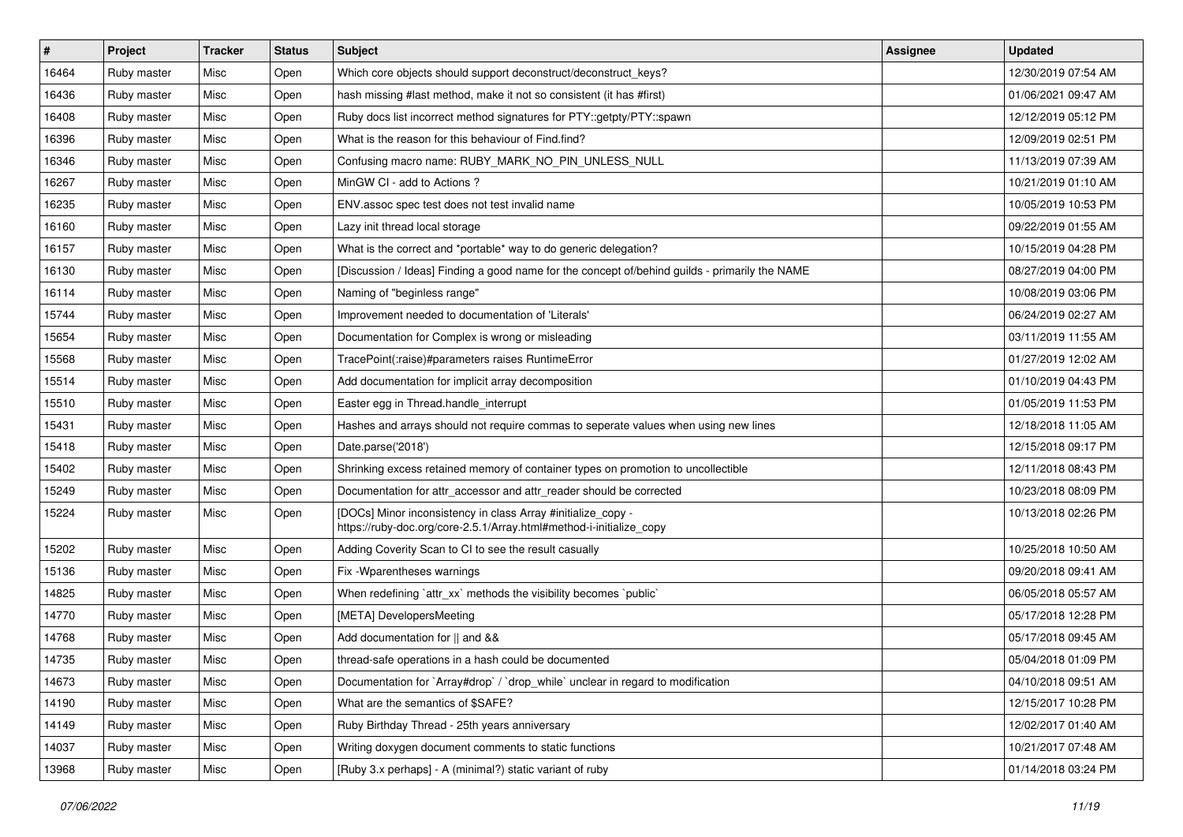| # | Project | Tracker | Status | Subject | Assignee | Updated |
|---|---|---|---|---|---|---|
| 16464 | Ruby master | Misc | Open | Which core objects should support deconstruct/deconstruct_keys? | | 12/30/2019 07:54 AM |
| 16436 | Ruby master | Misc | Open | hash missing #last method, make it not so consistent (it has #first) | | 01/06/2021 09:47 AM |
| 16408 | Ruby master | Misc | Open | Ruby docs list incorrect method signatures for PTY::getpty/PTY::spawn | | 12/12/2019 05:12 PM |
| 16396 | Ruby master | Misc | Open | What is the reason for this behaviour of Find.find? | | 12/09/2019 02:51 PM |
| 16346 | Ruby master | Misc | Open | Confusing macro name: RUBY_MARK_NO_PIN_UNLESS_NULL | | 11/13/2019 07:39 AM |
| 16267 | Ruby master | Misc | Open | MinGW CI - add to Actions ? | | 10/21/2019 01:10 AM |
| 16235 | Ruby master | Misc | Open | ENV.assoc spec test does not test invalid name | | 10/05/2019 10:53 PM |
| 16160 | Ruby master | Misc | Open | Lazy init thread local storage | | 09/22/2019 01:55 AM |
| 16157 | Ruby master | Misc | Open | What is the correct and *portable* way to do generic delegation? | | 10/15/2019 04:28 PM |
| 16130 | Ruby master | Misc | Open | [Discussion / Ideas] Finding a good name for the concept of/behind guilds - primarily the NAME | | 08/27/2019 04:00 PM |
| 16114 | Ruby master | Misc | Open | Naming of "beginless range" | | 10/08/2019 03:06 PM |
| 15744 | Ruby master | Misc | Open | Improvement needed to documentation of 'Literals' | | 06/24/2019 02:27 AM |
| 15654 | Ruby master | Misc | Open | Documentation for Complex is wrong or misleading | | 03/11/2019 11:55 AM |
| 15568 | Ruby master | Misc | Open | TracePoint(:raise)#parameters raises RuntimeError | | 01/27/2019 12:02 AM |
| 15514 | Ruby master | Misc | Open | Add documentation for implicit array decomposition | | 01/10/2019 04:43 PM |
| 15510 | Ruby master | Misc | Open | Easter egg in Thread.handle_interrupt | | 01/05/2019 11:53 PM |
| 15431 | Ruby master | Misc | Open | Hashes and arrays should not require commas to seperate values when using new lines | | 12/18/2018 11:05 AM |
| 15418 | Ruby master | Misc | Open | Date.parse('2018') | | 12/15/2018 09:17 PM |
| 15402 | Ruby master | Misc | Open | Shrinking excess retained memory of container types on promotion to uncollectible | | 12/11/2018 08:43 PM |
| 15249 | Ruby master | Misc | Open | Documentation for attr_accessor and attr_reader should be corrected | | 10/23/2018 08:09 PM |
| 15224 | Ruby master | Misc | Open | [DOCs] Minor inconsistency in class Array #initialize_copy - https://ruby-doc.org/core-2.5.1/Array.html#method-i-initialize_copy | | 10/13/2018 02:26 PM |
| 15202 | Ruby master | Misc | Open | Adding Coverity Scan to CI to see the result casually | | 10/25/2018 10:50 AM |
| 15136 | Ruby master | Misc | Open | Fix -Wparentheses warnings | | 09/20/2018 09:41 AM |
| 14825 | Ruby master | Misc | Open | When redefining `attr_xx` methods the visibility becomes `public` | | 06/05/2018 05:57 AM |
| 14770 | Ruby master | Misc | Open | [META] DevelopersMeeting | | 05/17/2018 12:28 PM |
| 14768 | Ruby master | Misc | Open | Add documentation for \|\| and && | | 05/17/2018 09:45 AM |
| 14735 | Ruby master | Misc | Open | thread-safe operations in a hash could be documented | | 05/04/2018 01:09 PM |
| 14673 | Ruby master | Misc | Open | Documentation for `Array#drop` / `drop_while` unclear in regard to modification | | 04/10/2018 09:51 AM |
| 14190 | Ruby master | Misc | Open | What are the semantics of $SAFE? | | 12/15/2017 10:28 PM |
| 14149 | Ruby master | Misc | Open | Ruby Birthday Thread - 25th years anniversary | | 12/02/2017 01:40 AM |
| 14037 | Ruby master | Misc | Open | Writing doxygen document comments to static functions | | 10/21/2017 07:48 AM |
| 13968 | Ruby master | Misc | Open | [Ruby 3.x perhaps] - A (minimal?) static variant of ruby | | 01/14/2018 03:24 PM |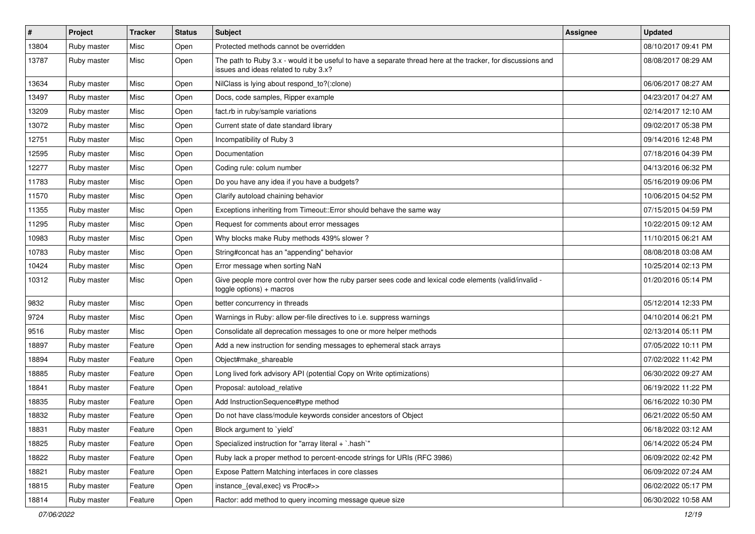| # | Project | Tracker | Status | Subject | Assignee | Updated |
|---|---|---|---|---|---|---|
| 13804 | Ruby master | Misc | Open | Protected methods cannot be overridden | | 08/10/2017 09:41 PM |
| 13787 | Ruby master | Misc | Open | The path to Ruby 3.x - would it be useful to have a separate thread here at the tracker, for discussions and issues and ideas related to ruby 3.x? | | 08/08/2017 08:29 AM |
| 13634 | Ruby master | Misc | Open | NilClass is lying about respond_to?(:clone) | | 06/06/2017 08:27 AM |
| 13497 | Ruby master | Misc | Open | Docs, code samples, Ripper example | | 04/23/2017 04:27 AM |
| 13209 | Ruby master | Misc | Open | fact.rb in ruby/sample variations | | 02/14/2017 12:10 AM |
| 13072 | Ruby master | Misc | Open | Current state of date standard library | | 09/02/2017 05:38 PM |
| 12751 | Ruby master | Misc | Open | Incompatibility of Ruby 3 | | 09/14/2016 12:48 PM |
| 12595 | Ruby master | Misc | Open | Documentation | | 07/18/2016 04:39 PM |
| 12277 | Ruby master | Misc | Open | Coding rule: colum number | | 04/13/2016 06:32 PM |
| 11783 | Ruby master | Misc | Open | Do you have any idea if you have a budgets? | | 05/16/2019 09:06 PM |
| 11570 | Ruby master | Misc | Open | Clarify autoload chaining behavior | | 10/06/2015 04:52 PM |
| 11355 | Ruby master | Misc | Open | Exceptions inheriting from Timeout::Error should behave the same way | | 07/15/2015 04:59 PM |
| 11295 | Ruby master | Misc | Open | Request for comments about error messages | | 10/22/2015 09:12 AM |
| 10983 | Ruby master | Misc | Open | Why blocks make Ruby methods 439% slower ? | | 11/10/2015 06:21 AM |
| 10783 | Ruby master | Misc | Open | String#concat has an "appending" behavior | | 08/08/2018 03:08 AM |
| 10424 | Ruby master | Misc | Open | Error message when sorting NaN | | 10/25/2014 02:13 PM |
| 10312 | Ruby master | Misc | Open | Give people more control over how the ruby parser sees code and lexical code elements (valid/invalid - toggle options) + macros | | 01/20/2016 05:14 PM |
| 9832 | Ruby master | Misc | Open | better concurrency in threads | | 05/12/2014 12:33 PM |
| 9724 | Ruby master | Misc | Open | Warnings in Ruby: allow per-file directives to i.e. suppress warnings | | 04/10/2014 06:21 PM |
| 9516 | Ruby master | Misc | Open | Consolidate all deprecation messages to one or more helper methods | | 02/13/2014 05:11 PM |
| 18897 | Ruby master | Feature | Open | Add a new instruction for sending messages to ephemeral stack arrays | | 07/05/2022 10:11 PM |
| 18894 | Ruby master | Feature | Open | Object#make_shareable | | 07/02/2022 11:42 PM |
| 18885 | Ruby master | Feature | Open | Long lived fork advisory API (potential Copy on Write optimizations) | | 06/30/2022 09:27 AM |
| 18841 | Ruby master | Feature | Open | Proposal: autoload_relative | | 06/19/2022 11:22 PM |
| 18835 | Ruby master | Feature | Open | Add InstructionSequence#type method | | 06/16/2022 10:30 PM |
| 18832 | Ruby master | Feature | Open | Do not have class/module keywords consider ancestors of Object | | 06/21/2022 05:50 AM |
| 18831 | Ruby master | Feature | Open | Block argument to `yield` | | 06/18/2022 03:12 AM |
| 18825 | Ruby master | Feature | Open | Specialized instruction for "array literal + `.hash`" | | 06/14/2022 05:24 PM |
| 18822 | Ruby master | Feature | Open | Ruby lack a proper method to percent-encode strings for URIs (RFC 3986) | | 06/09/2022 02:42 PM |
| 18821 | Ruby master | Feature | Open | Expose Pattern Matching interfaces in core classes | | 06/09/2022 07:24 AM |
| 18815 | Ruby master | Feature | Open | instance_{eval,exec} vs Proc#>> | | 06/02/2022 05:17 PM |
| 18814 | Ruby master | Feature | Open | Ractor: add method to query incoming message queue size | | 06/30/2022 10:58 AM |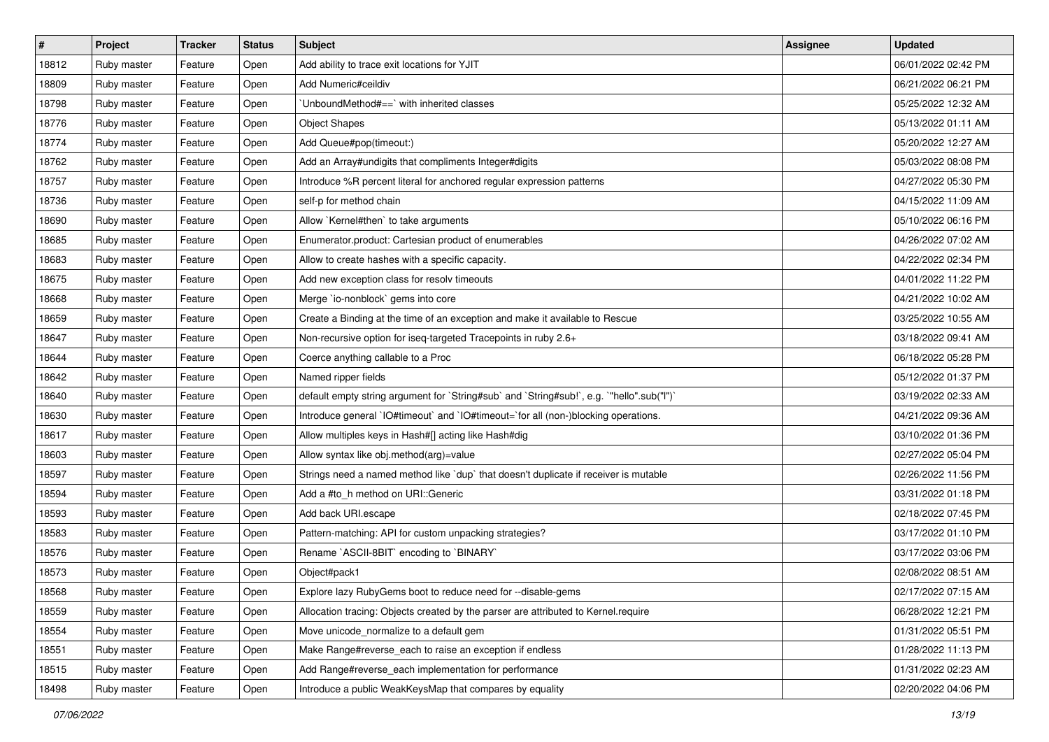| # | Project | Tracker | Status | Subject | Assignee | Updated |
|---|---|---|---|---|---|---|
| 18812 | Ruby master | Feature | Open | Add ability to trace exit locations for YJIT | | 06/01/2022 02:42 PM |
| 18809 | Ruby master | Feature | Open | Add Numeric#ceildiv | | 06/21/2022 06:21 PM |
| 18798 | Ruby master | Feature | Open | `UnboundMethod#==` with inherited classes | | 05/25/2022 12:32 AM |
| 18776 | Ruby master | Feature | Open | Object Shapes | | 05/13/2022 01:11 AM |
| 18774 | Ruby master | Feature | Open | Add Queue#pop(timeout:) | | 05/20/2022 12:27 AM |
| 18762 | Ruby master | Feature | Open | Add an Array#undigits that compliments Integer#digits | | 05/03/2022 08:08 PM |
| 18757 | Ruby master | Feature | Open | Introduce %R percent literal for anchored regular expression patterns | | 04/27/2022 05:30 PM |
| 18736 | Ruby master | Feature | Open | self-p for method chain | | 04/15/2022 11:09 AM |
| 18690 | Ruby master | Feature | Open | Allow `Kernel#then` to take arguments | | 05/10/2022 06:16 PM |
| 18685 | Ruby master | Feature | Open | Enumerator.product: Cartesian product of enumerables | | 04/26/2022 07:02 AM |
| 18683 | Ruby master | Feature | Open | Allow to create hashes with a specific capacity. | | 04/22/2022 02:34 PM |
| 18675 | Ruby master | Feature | Open | Add new exception class for resolv timeouts | | 04/01/2022 11:22 PM |
| 18668 | Ruby master | Feature | Open | Merge `io-nonblock` gems into core | | 04/21/2022 10:02 AM |
| 18659 | Ruby master | Feature | Open | Create a Binding at the time of an exception and make it available to Rescue | | 03/25/2022 10:55 AM |
| 18647 | Ruby master | Feature | Open | Non-recursive option for iseq-targeted Tracepoints in ruby 2.6+ | | 03/18/2022 09:41 AM |
| 18644 | Ruby master | Feature | Open | Coerce anything callable to a Proc | | 06/18/2022 05:28 PM |
| 18642 | Ruby master | Feature | Open | Named ripper fields | | 05/12/2022 01:37 PM |
| 18640 | Ruby master | Feature | Open | default empty string argument for `String#sub` and `String#sub!`, e.g. `"hello".sub("l")` | | 03/19/2022 02:33 AM |
| 18630 | Ruby master | Feature | Open | Introduce general `IO#timeout` and `IO#timeout=`for all (non-)blocking operations. | | 04/21/2022 09:36 AM |
| 18617 | Ruby master | Feature | Open | Allow multiples keys in Hash#[] acting like Hash#dig | | 03/10/2022 01:36 PM |
| 18603 | Ruby master | Feature | Open | Allow syntax like obj.method(arg)=value | | 02/27/2022 05:04 PM |
| 18597 | Ruby master | Feature | Open | Strings need a named method like `dup` that doesn't duplicate if receiver is mutable | | 02/26/2022 11:56 PM |
| 18594 | Ruby master | Feature | Open | Add a #to_h method on URI::Generic | | 03/31/2022 01:18 PM |
| 18593 | Ruby master | Feature | Open | Add back URI.escape | | 02/18/2022 07:45 PM |
| 18583 | Ruby master | Feature | Open | Pattern-matching: API for custom unpacking strategies? | | 03/17/2022 01:10 PM |
| 18576 | Ruby master | Feature | Open | Rename `ASCII-8BIT` encoding to `BINARY` | | 03/17/2022 03:06 PM |
| 18573 | Ruby master | Feature | Open | Object#pack1 | | 02/08/2022 08:51 AM |
| 18568 | Ruby master | Feature | Open | Explore lazy RubyGems boot to reduce need for --disable-gems | | 02/17/2022 07:15 AM |
| 18559 | Ruby master | Feature | Open | Allocation tracing: Objects created by the parser are attributed to Kernel.require | | 06/28/2022 12:21 PM |
| 18554 | Ruby master | Feature | Open | Move unicode_normalize to a default gem | | 01/31/2022 05:51 PM |
| 18551 | Ruby master | Feature | Open | Make Range#reverse_each to raise an exception if endless | | 01/28/2022 11:13 PM |
| 18515 | Ruby master | Feature | Open | Add Range#reverse_each implementation for performance | | 01/31/2022 02:23 AM |
| 18498 | Ruby master | Feature | Open | Introduce a public WeakKeysMap that compares by equality | | 02/20/2022 04:06 PM |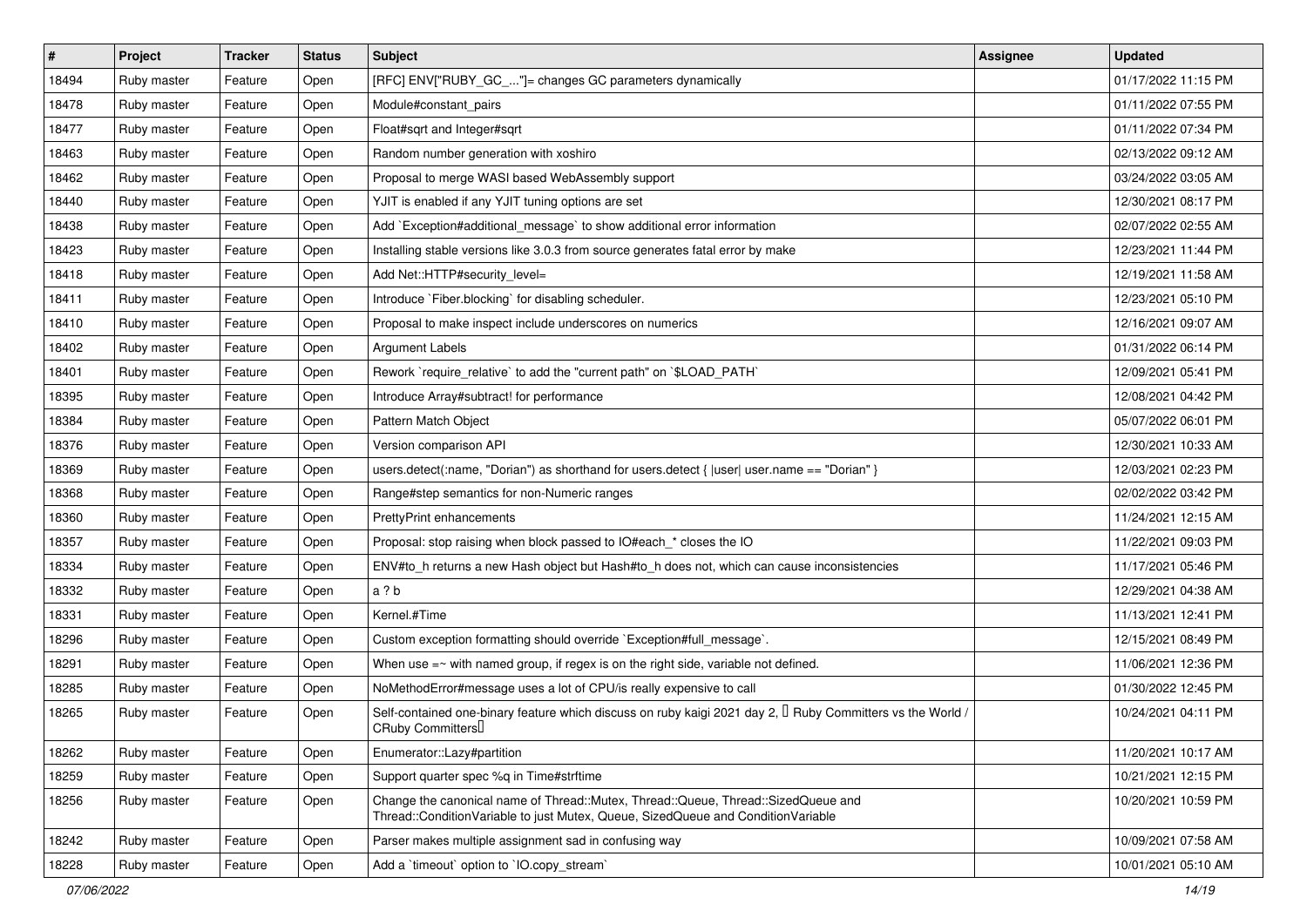| # | Project | Tracker | Status | Subject | Assignee | Updated |
|---|---|---|---|---|---|---|
| 18494 | Ruby master | Feature | Open | [RFC] ENV["RUBY_GC_..."]= changes GC parameters dynamically | | 01/17/2022 11:15 PM |
| 18478 | Ruby master | Feature | Open | Module#constant_pairs | | 01/11/2022 07:55 PM |
| 18477 | Ruby master | Feature | Open | Float#sqrt and Integer#sqrt | | 01/11/2022 07:34 PM |
| 18463 | Ruby master | Feature | Open | Random number generation with xoshiro | | 02/13/2022 09:12 AM |
| 18462 | Ruby master | Feature | Open | Proposal to merge WASI based WebAssembly support | | 03/24/2022 03:05 AM |
| 18440 | Ruby master | Feature | Open | YJIT is enabled if any YJIT tuning options are set | | 12/30/2021 08:17 PM |
| 18438 | Ruby master | Feature | Open | Add `Exception#additional_message` to show additional error information | | 02/07/2022 02:55 AM |
| 18423 | Ruby master | Feature | Open | Installing stable versions like 3.0.3 from source generates fatal error by make | | 12/23/2021 11:44 PM |
| 18418 | Ruby master | Feature | Open | Add Net::HTTP#security_level= | | 12/19/2021 11:58 AM |
| 18411 | Ruby master | Feature | Open | Introduce `Fiber.blocking` for disabling scheduler. | | 12/23/2021 05:10 PM |
| 18410 | Ruby master | Feature | Open | Proposal to make inspect include underscores on numerics | | 12/16/2021 09:07 AM |
| 18402 | Ruby master | Feature | Open | Argument Labels | | 01/31/2022 06:14 PM |
| 18401 | Ruby master | Feature | Open | Rework `require_relative` to add the "current path" on `$LOAD_PATH` | | 12/09/2021 05:41 PM |
| 18395 | Ruby master | Feature | Open | Introduce Array#subtract! for performance | | 12/08/2021 04:42 PM |
| 18384 | Ruby master | Feature | Open | Pattern Match Object | | 05/07/2022 06:01 PM |
| 18376 | Ruby master | Feature | Open | Version comparison API | | 12/30/2021 10:33 AM |
| 18369 | Ruby master | Feature | Open | users.detect(:name, "Dorian") as shorthand for users.detect { \|user\| user.name == "Dorian" } | | 12/03/2021 02:23 PM |
| 18368 | Ruby master | Feature | Open | Range#step semantics for non-Numeric ranges | | 02/02/2022 03:42 PM |
| 18360 | Ruby master | Feature | Open | PrettyPrint enhancements | | 11/24/2021 12:15 AM |
| 18357 | Ruby master | Feature | Open | Proposal: stop raising when block passed to IO#each_* closes the IO | | 11/22/2021 09:03 PM |
| 18334 | Ruby master | Feature | Open | ENV#to_h returns a new Hash object but Hash#to_h does not, which can cause inconsistencies | | 11/17/2021 05:46 PM |
| 18332 | Ruby master | Feature | Open | a ? b | | 12/29/2021 04:38 AM |
| 18331 | Ruby master | Feature | Open | Kernel.#Time | | 11/13/2021 12:41 PM |
| 18296 | Ruby master | Feature | Open | Custom exception formatting should override `Exception#full_message`. | | 12/15/2021 08:49 PM |
| 18291 | Ruby master | Feature | Open | When use =~ with named group, if regex is on the right side, variable not defined. | | 11/06/2021 12:36 PM |
| 18285 | Ruby master | Feature | Open | NoMethodError#message uses a lot of CPU/is really expensive to call | | 01/30/2022 12:45 PM |
| 18265 | Ruby master | Feature | Open | Self-contained one-binary feature which discuss on ruby kaigi 2021 day 2, 「Ruby Committers vs the World / CRuby Committers」 | | 10/24/2021 04:11 PM |
| 18262 | Ruby master | Feature | Open | Enumerator::Lazy#partition | | 11/20/2021 10:17 AM |
| 18259 | Ruby master | Feature | Open | Support quarter spec %q in Time#strftime | | 10/21/2021 12:15 PM |
| 18256 | Ruby master | Feature | Open | Change the canonical name of Thread::Mutex, Thread::Queue, Thread::SizedQueue and Thread::ConditionVariable to just Mutex, Queue, SizedQueue and ConditionVariable | | 10/20/2021 10:59 PM |
| 18242 | Ruby master | Feature | Open | Parser makes multiple assignment sad in confusing way | | 10/09/2021 07:58 AM |
| 18228 | Ruby master | Feature | Open | Add a `timeout` option to `IO.copy_stream` | | 10/01/2021 05:10 AM |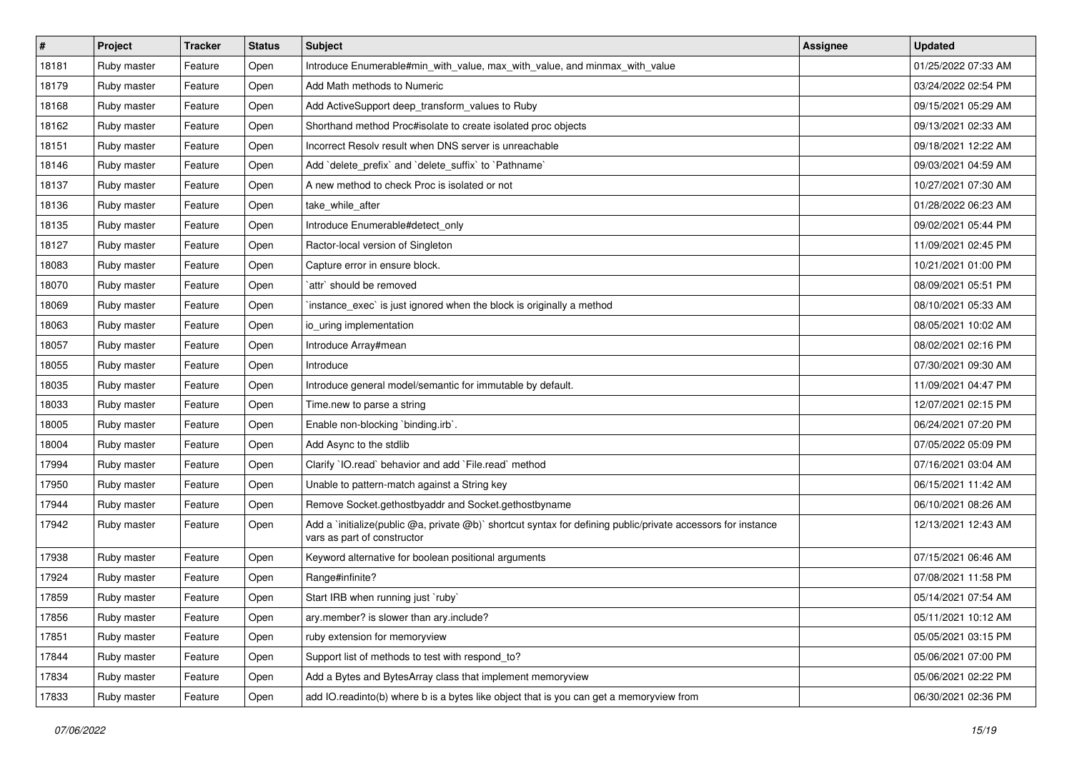| # | Project | Tracker | Status | Subject | Assignee | Updated |
|---|---|---|---|---|---|---|
| 18181 | Ruby master | Feature | Open | Introduce Enumerable#min_with_value, max_with_value, and minmax_with_value | | 01/25/2022 07:33 AM |
| 18179 | Ruby master | Feature | Open | Add Math methods to Numeric | | 03/24/2022 02:54 PM |
| 18168 | Ruby master | Feature | Open | Add ActiveSupport deep_transform_values to Ruby | | 09/15/2021 05:29 AM |
| 18162 | Ruby master | Feature | Open | Shorthand method Proc#isolate to create isolated proc objects | | 09/13/2021 02:33 AM |
| 18151 | Ruby master | Feature | Open | Incorrect Resolv result when DNS server is unreachable | | 09/18/2021 12:22 AM |
| 18146 | Ruby master | Feature | Open | Add `delete_prefix` and `delete_suffix` to `Pathname` | | 09/03/2021 04:59 AM |
| 18137 | Ruby master | Feature | Open | A new method to check Proc is isolated or not | | 10/27/2021 07:30 AM |
| 18136 | Ruby master | Feature | Open | take_while_after | | 01/28/2022 06:23 AM |
| 18135 | Ruby master | Feature | Open | Introduce Enumerable#detect_only | | 09/02/2021 05:44 PM |
| 18127 | Ruby master | Feature | Open | Ractor-local version of Singleton | | 11/09/2021 02:45 PM |
| 18083 | Ruby master | Feature | Open | Capture error in ensure block. | | 10/21/2021 01:00 PM |
| 18070 | Ruby master | Feature | Open | `attr` should be removed | | 08/09/2021 05:51 PM |
| 18069 | Ruby master | Feature | Open | `instance_exec` is just ignored when the block is originally a method | | 08/10/2021 05:33 AM |
| 18063 | Ruby master | Feature | Open | io_uring implementation | | 08/05/2021 10:02 AM |
| 18057 | Ruby master | Feature | Open | Introduce Array#mean | | 08/02/2021 02:16 PM |
| 18055 | Ruby master | Feature | Open | Introduce | | 07/30/2021 09:30 AM |
| 18035 | Ruby master | Feature | Open | Introduce general model/semantic for immutable by default. | | 11/09/2021 04:47 PM |
| 18033 | Ruby master | Feature | Open | Time.new to parse a string | | 12/07/2021 02:15 PM |
| 18005 | Ruby master | Feature | Open | Enable non-blocking `binding.irb`. | | 06/24/2021 07:20 PM |
| 18004 | Ruby master | Feature | Open | Add Async to the stdlib | | 07/05/2022 05:09 PM |
| 17994 | Ruby master | Feature | Open | Clarify `IO.read` behavior and add `File.read` method | | 07/16/2021 03:04 AM |
| 17950 | Ruby master | Feature | Open | Unable to pattern-match against a String key | | 06/15/2021 11:42 AM |
| 17944 | Ruby master | Feature | Open | Remove Socket.gethostbyaddr and Socket.gethostbyname | | 06/10/2021 08:26 AM |
| 17942 | Ruby master | Feature | Open | Add a `initialize(public @a, private @b)` shortcut syntax for defining public/private accessors for instance vars as part of constructor | | 12/13/2021 12:43 AM |
| 17938 | Ruby master | Feature | Open | Keyword alternative for boolean positional arguments | | 07/15/2021 06:46 AM |
| 17924 | Ruby master | Feature | Open | Range#infinite? | | 07/08/2021 11:58 PM |
| 17859 | Ruby master | Feature | Open | Start IRB when running just `ruby` | | 05/14/2021 07:54 AM |
| 17856 | Ruby master | Feature | Open | ary.member? is slower than ary.include? | | 05/11/2021 10:12 AM |
| 17851 | Ruby master | Feature | Open | ruby extension for memoryview | | 05/05/2021 03:15 PM |
| 17844 | Ruby master | Feature | Open | Support list of methods to test with respond_to? | | 05/06/2021 07:00 PM |
| 17834 | Ruby master | Feature | Open | Add a Bytes and BytesArray class that implement memoryview | | 05/06/2021 02:22 PM |
| 17833 | Ruby master | Feature | Open | add IO.readinto(b) where b is a bytes like object that is you can get a memoryview from | | 06/30/2021 02:36 PM |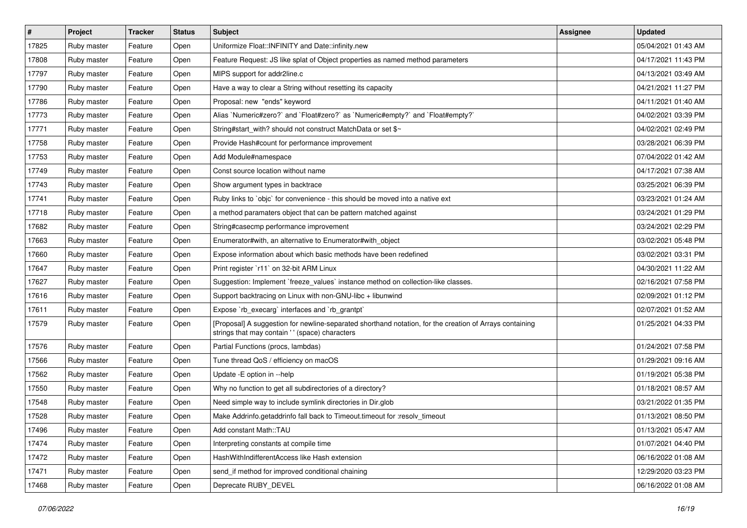| # | Project | Tracker | Status | Subject | Assignee | Updated |
|---|---|---|---|---|---|---|
| 17825 | Ruby master | Feature | Open | Uniformize Float::INFINITY and Date::infinity.new | | 05/04/2021 01:43 AM |
| 17808 | Ruby master | Feature | Open | Feature Request: JS like splat of Object properties as named method parameters | | 04/17/2021 11:43 PM |
| 17797 | Ruby master | Feature | Open | MIPS support for addr2line.c | | 04/13/2021 03:49 AM |
| 17790 | Ruby master | Feature | Open | Have a way to clear a String without resetting its capacity | | 04/21/2021 11:27 PM |
| 17786 | Ruby master | Feature | Open | Proposal: new "ends" keyword | | 04/11/2021 01:40 AM |
| 17773 | Ruby master | Feature | Open | Alias `Numeric#zero?` and `Float#zero?` as `Numeric#empty?` and `Float#empty?` | | 04/02/2021 03:39 PM |
| 17771 | Ruby master | Feature | Open | String#start_with? should not construct MatchData or set $~ | | 04/02/2021 02:49 PM |
| 17758 | Ruby master | Feature | Open | Provide Hash#count for performance improvement | | 03/28/2021 06:39 PM |
| 17753 | Ruby master | Feature | Open | Add Module#namespace | | 07/04/2022 01:42 AM |
| 17749 | Ruby master | Feature | Open | Const source location without name | | 04/17/2021 07:38 AM |
| 17743 | Ruby master | Feature | Open | Show argument types in backtrace | | 03/25/2021 06:39 PM |
| 17741 | Ruby master | Feature | Open | Ruby links to `objc` for convenience - this should be moved into a native ext | | 03/23/2021 01:24 AM |
| 17718 | Ruby master | Feature | Open | a method paramaters object that can be pattern matched against | | 03/24/2021 01:29 PM |
| 17682 | Ruby master | Feature | Open | String#casecmp performance improvement | | 03/24/2021 02:29 PM |
| 17663 | Ruby master | Feature | Open | Enumerator#with, an alternative to Enumerator#with_object | | 03/02/2021 05:48 PM |
| 17660 | Ruby master | Feature | Open | Expose information about which basic methods have been redefined | | 03/02/2021 03:31 PM |
| 17647 | Ruby master | Feature | Open | Print register `r11` on 32-bit ARM Linux | | 04/30/2021 11:22 AM |
| 17627 | Ruby master | Feature | Open | Suggestion: Implement `freeze_values` instance method on collection-like classes. | | 02/16/2021 07:58 PM |
| 17616 | Ruby master | Feature | Open | Support backtracing on Linux with non-GNU-libc + libunwind | | 02/09/2021 01:12 PM |
| 17611 | Ruby master | Feature | Open | Expose `rb_execarg` interfaces and `rb_grantpt` | | 02/07/2021 01:52 AM |
| 17579 | Ruby master | Feature | Open | [Proposal] A suggestion for newline-separated shorthand notation, for the creation of Arrays containing strings that may contain ' ' (space) characters | | 01/25/2021 04:33 PM |
| 17576 | Ruby master | Feature | Open | Partial Functions (procs, lambdas) | | 01/24/2021 07:58 PM |
| 17566 | Ruby master | Feature | Open | Tune thread QoS / efficiency on macOS | | 01/29/2021 09:16 AM |
| 17562 | Ruby master | Feature | Open | Update -E option in --help | | 01/19/2021 05:38 PM |
| 17550 | Ruby master | Feature | Open | Why no function to get all subdirectories of a directory? | | 01/18/2021 08:57 AM |
| 17548 | Ruby master | Feature | Open | Need simple way to include symlink directories in Dir.glob | | 03/21/2022 01:35 PM |
| 17528 | Ruby master | Feature | Open | Make Addrinfo.getaddrinfo fall back to Timeout.timeout for :resolv_timeout | | 01/13/2021 08:50 PM |
| 17496 | Ruby master | Feature | Open | Add constant Math::TAU | | 01/13/2021 05:47 AM |
| 17474 | Ruby master | Feature | Open | Interpreting constants at compile time | | 01/07/2021 04:40 PM |
| 17472 | Ruby master | Feature | Open | HashWithIndifferentAccess like Hash extension | | 06/16/2022 01:08 AM |
| 17471 | Ruby master | Feature | Open | send_if method for improved conditional chaining | | 12/29/2020 03:23 PM |
| 17468 | Ruby master | Feature | Open | Deprecate RUBY_DEVEL | | 06/16/2022 01:08 AM |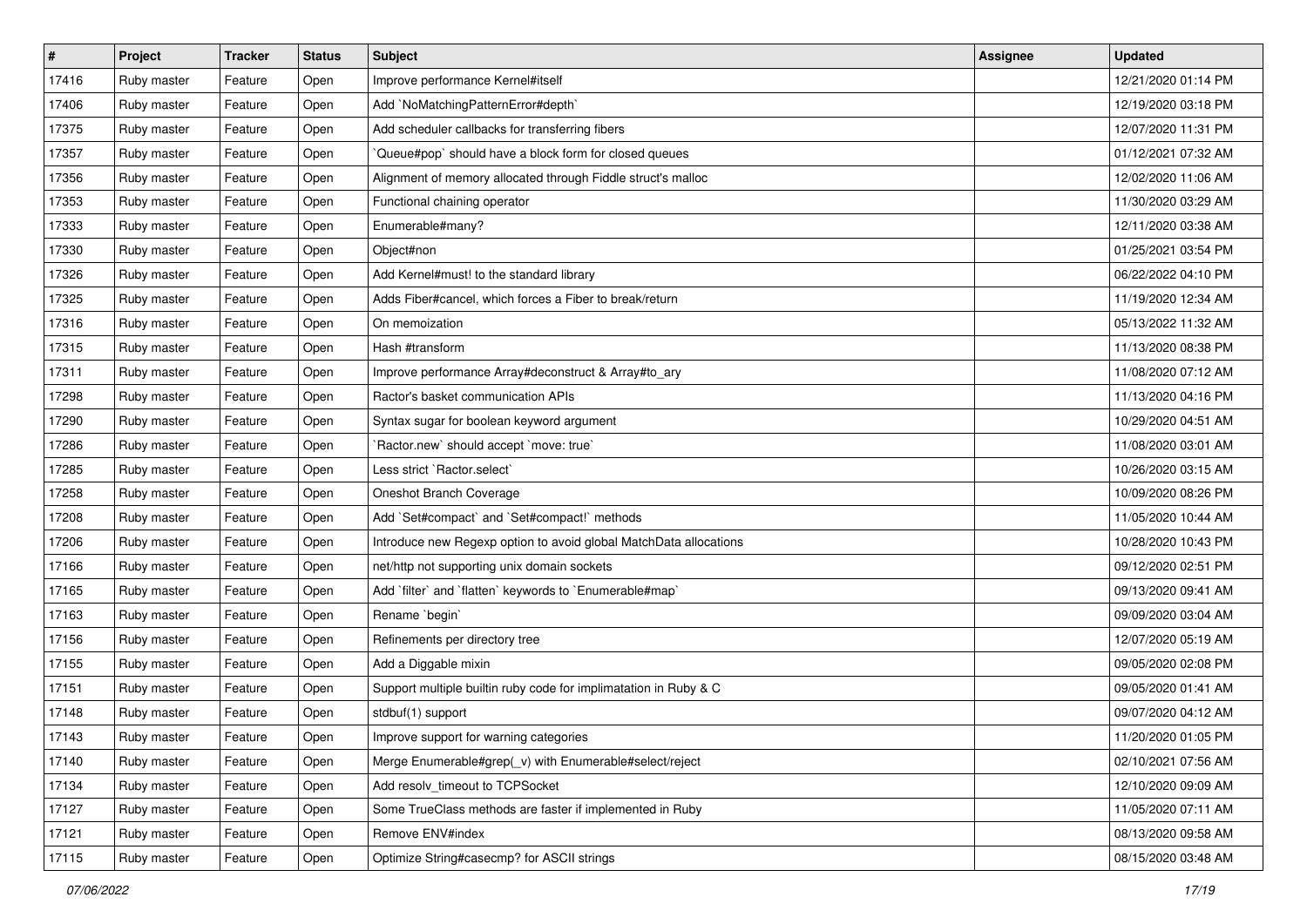| # | Project | Tracker | Status | Subject | Assignee | Updated |
|---|---|---|---|---|---|---|
| 17416 | Ruby master | Feature | Open | Improve performance Kernel#itself | | 12/21/2020 01:14 PM |
| 17406 | Ruby master | Feature | Open | Add `NoMatchingPatternError#depth` | | 12/19/2020 03:18 PM |
| 17375 | Ruby master | Feature | Open | Add scheduler callbacks for transferring fibers | | 12/07/2020 11:31 PM |
| 17357 | Ruby master | Feature | Open | `Queue#pop` should have a block form for closed queues | | 01/12/2021 07:32 AM |
| 17356 | Ruby master | Feature | Open | Alignment of memory allocated through Fiddle struct's malloc | | 12/02/2020 11:06 AM |
| 17353 | Ruby master | Feature | Open | Functional chaining operator | | 11/30/2020 03:29 AM |
| 17333 | Ruby master | Feature | Open | Enumerable#many? | | 12/11/2020 03:38 AM |
| 17330 | Ruby master | Feature | Open | Object#non | | 01/25/2021 03:54 PM |
| 17326 | Ruby master | Feature | Open | Add Kernel#must! to the standard library | | 06/22/2022 04:10 PM |
| 17325 | Ruby master | Feature | Open | Adds Fiber#cancel, which forces a Fiber to break/return | | 11/19/2020 12:34 AM |
| 17316 | Ruby master | Feature | Open | On memoization | | 05/13/2022 11:32 AM |
| 17315 | Ruby master | Feature | Open | Hash #transform | | 11/13/2020 08:38 PM |
| 17311 | Ruby master | Feature | Open | Improve performance Array#deconstruct & Array#to_ary | | 11/08/2020 07:12 AM |
| 17298 | Ruby master | Feature | Open | Ractor's basket communication APIs | | 11/13/2020 04:16 PM |
| 17290 | Ruby master | Feature | Open | Syntax sugar for boolean keyword argument | | 10/29/2020 04:51 AM |
| 17286 | Ruby master | Feature | Open | `Ractor.new` should accept `move: true` | | 11/08/2020 03:01 AM |
| 17285 | Ruby master | Feature | Open | Less strict `Ractor.select` | | 10/26/2020 03:15 AM |
| 17258 | Ruby master | Feature | Open | Oneshot Branch Coverage | | 10/09/2020 08:26 PM |
| 17208 | Ruby master | Feature | Open | Add `Set#compact` and `Set#compact!` methods | | 11/05/2020 10:44 AM |
| 17206 | Ruby master | Feature | Open | Introduce new Regexp option to avoid global MatchData allocations | | 10/28/2020 10:43 PM |
| 17166 | Ruby master | Feature | Open | net/http not supporting unix domain sockets | | 09/12/2020 02:51 PM |
| 17165 | Ruby master | Feature | Open | Add `filter` and `flatten` keywords to `Enumerable#map` | | 09/13/2020 09:41 AM |
| 17163 | Ruby master | Feature | Open | Rename `begin` | | 09/09/2020 03:04 AM |
| 17156 | Ruby master | Feature | Open | Refinements per directory tree | | 12/07/2020 05:19 AM |
| 17155 | Ruby master | Feature | Open | Add a Diggable mixin | | 09/05/2020 02:08 PM |
| 17151 | Ruby master | Feature | Open | Support multiple builtin ruby code for implimatation in Ruby & C | | 09/05/2020 01:41 AM |
| 17148 | Ruby master | Feature | Open | stdbuf(1) support | | 09/07/2020 04:12 AM |
| 17143 | Ruby master | Feature | Open | Improve support for warning categories | | 11/20/2020 01:05 PM |
| 17140 | Ruby master | Feature | Open | Merge Enumerable#grep(_v) with Enumerable#select/reject | | 02/10/2021 07:56 AM |
| 17134 | Ruby master | Feature | Open | Add resolv_timeout to TCPSocket | | 12/10/2020 09:09 AM |
| 17127 | Ruby master | Feature | Open | Some TrueClass methods are faster if implemented in Ruby | | 11/05/2020 07:11 AM |
| 17121 | Ruby master | Feature | Open | Remove ENV#index | | 08/13/2020 09:58 AM |
| 17115 | Ruby master | Feature | Open | Optimize String#casecmp? for ASCII strings | | 08/15/2020 03:48 AM |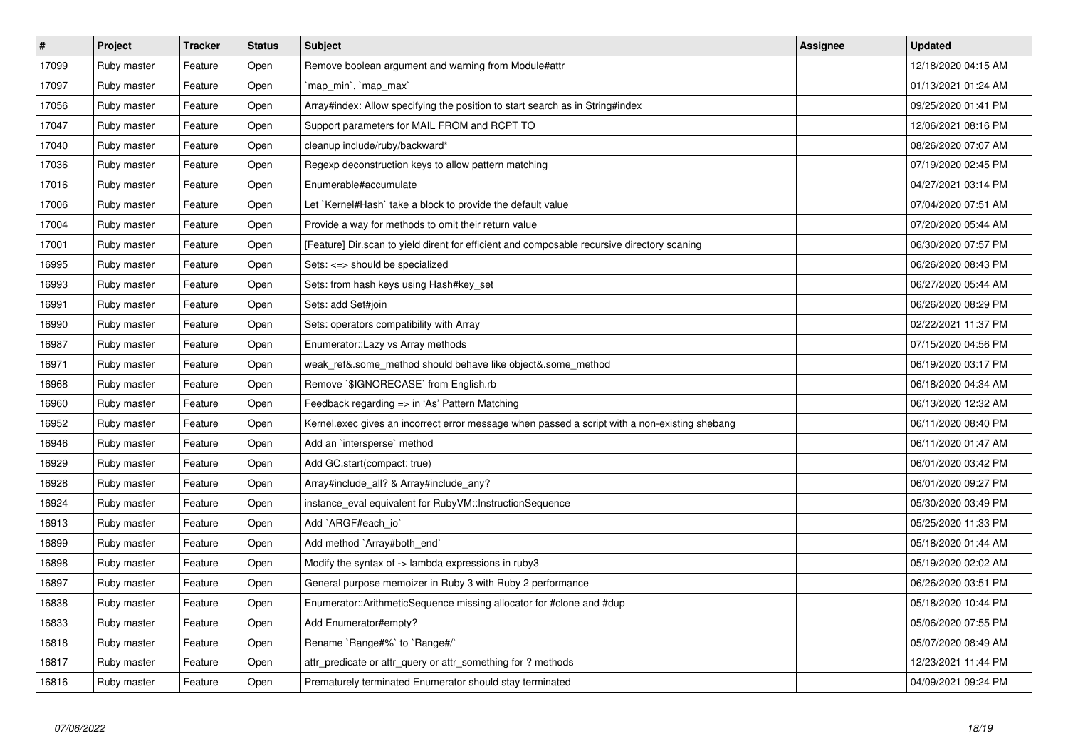| # | Project | Tracker | Status | Subject | Assignee | Updated |
|---|---|---|---|---|---|---|
| 17099 | Ruby master | Feature | Open | Remove boolean argument and warning from Module#attr | | 12/18/2020 04:15 AM |
| 17097 | Ruby master | Feature | Open | `map_min`, `map_max` | | 01/13/2021 01:24 AM |
| 17056 | Ruby master | Feature | Open | Array#index: Allow specifying the position to start search as in String#index | | 09/25/2020 01:41 PM |
| 17047 | Ruby master | Feature | Open | Support parameters for MAIL FROM and RCPT TO | | 12/06/2021 08:16 PM |
| 17040 | Ruby master | Feature | Open | cleanup include/ruby/backward* | | 08/26/2020 07:07 AM |
| 17036 | Ruby master | Feature | Open | Regexp deconstruction keys to allow pattern matching | | 07/19/2020 02:45 PM |
| 17016 | Ruby master | Feature | Open | Enumerable#accumulate | | 04/27/2021 03:14 PM |
| 17006 | Ruby master | Feature | Open | Let `Kernel#Hash` take a block to provide the default value | | 07/04/2020 07:51 AM |
| 17004 | Ruby master | Feature | Open | Provide a way for methods to omit their return value | | 07/20/2020 05:44 AM |
| 17001 | Ruby master | Feature | Open | [Feature] Dir.scan to yield dirent for efficient and composable recursive directory scaning | | 06/30/2020 07:57 PM |
| 16995 | Ruby master | Feature | Open | Sets: <=> should be specialized | | 06/26/2020 08:43 PM |
| 16993 | Ruby master | Feature | Open | Sets: from hash keys using Hash#key_set | | 06/27/2020 05:44 AM |
| 16991 | Ruby master | Feature | Open | Sets: add Set#join | | 06/26/2020 08:29 PM |
| 16990 | Ruby master | Feature | Open | Sets: operators compatibility with Array | | 02/22/2021 11:37 PM |
| 16987 | Ruby master | Feature | Open | Enumerator::Lazy vs Array methods | | 07/15/2020 04:56 PM |
| 16971 | Ruby master | Feature | Open | weak_ref&.some_method should behave like object&.some_method | | 06/19/2020 03:17 PM |
| 16968 | Ruby master | Feature | Open | Remove `$IGNORECASE` from English.rb | | 06/18/2020 04:34 AM |
| 16960 | Ruby master | Feature | Open | Feedback regarding => in 'As' Pattern Matching | | 06/13/2020 12:32 AM |
| 16952 | Ruby master | Feature | Open | Kernel.exec gives an incorrect error message when passed a script with a non-existing shebang | | 06/11/2020 08:40 PM |
| 16946 | Ruby master | Feature | Open | Add an `intersperse` method | | 06/11/2020 01:47 AM |
| 16929 | Ruby master | Feature | Open | Add GC.start(compact: true) | | 06/01/2020 03:42 PM |
| 16928 | Ruby master | Feature | Open | Array#include_all? & Array#include_any? | | 06/01/2020 09:27 PM |
| 16924 | Ruby master | Feature | Open | instance_eval equivalent for RubyVM::InstructionSequence | | 05/30/2020 03:49 PM |
| 16913 | Ruby master | Feature | Open | Add `ARGF#each_io` | | 05/25/2020 11:33 PM |
| 16899 | Ruby master | Feature | Open | Add method `Array#both_end` | | 05/18/2020 01:44 AM |
| 16898 | Ruby master | Feature | Open | Modify the syntax of -> lambda expressions in ruby3 | | 05/19/2020 02:02 AM |
| 16897 | Ruby master | Feature | Open | General purpose memoizer in Ruby 3 with Ruby 2 performance | | 06/26/2020 03:51 PM |
| 16838 | Ruby master | Feature | Open | Enumerator::ArithmeticSequence missing allocator for #clone and #dup | | 05/18/2020 10:44 PM |
| 16833 | Ruby master | Feature | Open | Add Enumerator#empty? | | 05/06/2020 07:55 PM |
| 16818 | Ruby master | Feature | Open | Rename `Range#%` to `Range#/` | | 05/07/2020 08:49 AM |
| 16817 | Ruby master | Feature | Open | attr_predicate or attr_query or attr_something for ? methods | | 12/23/2021 11:44 PM |
| 16816 | Ruby master | Feature | Open | Prematurely terminated Enumerator should stay terminated | | 04/09/2021 09:24 PM |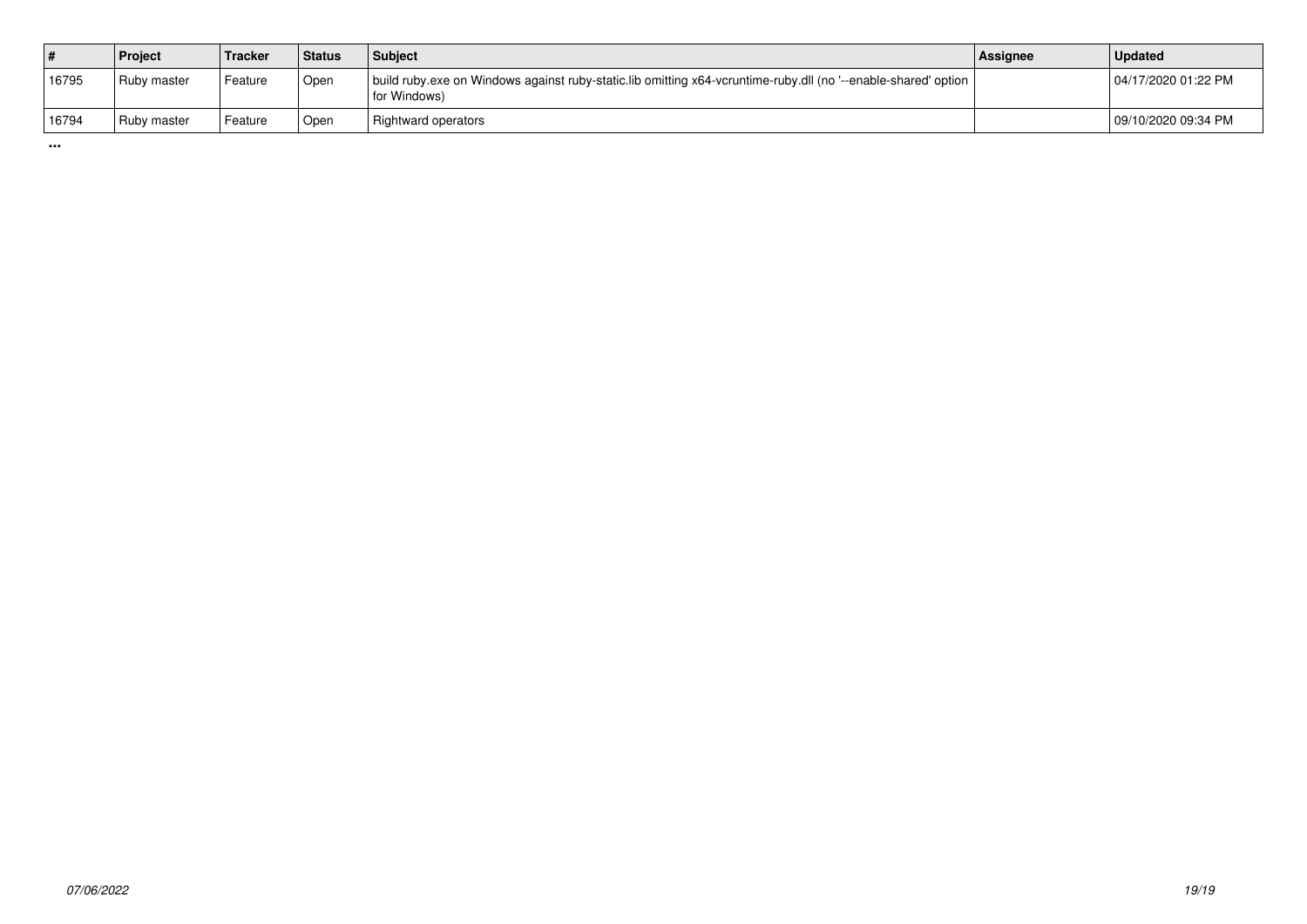| # | Project | Tracker | Status | Subject | Assignee | Updated |
|---|---|---|---|---|---|---|
| 16795 | Ruby master | Feature | Open | build ruby.exe on Windows against ruby-static.lib omitting x64-vcruntime-ruby.dll (no '--enable-shared' option for Windows) | | 04/17/2020 01:22 PM |
| 16794 | Ruby master | Feature | Open | Rightward operators | | 09/10/2020 09:34 PM |

...